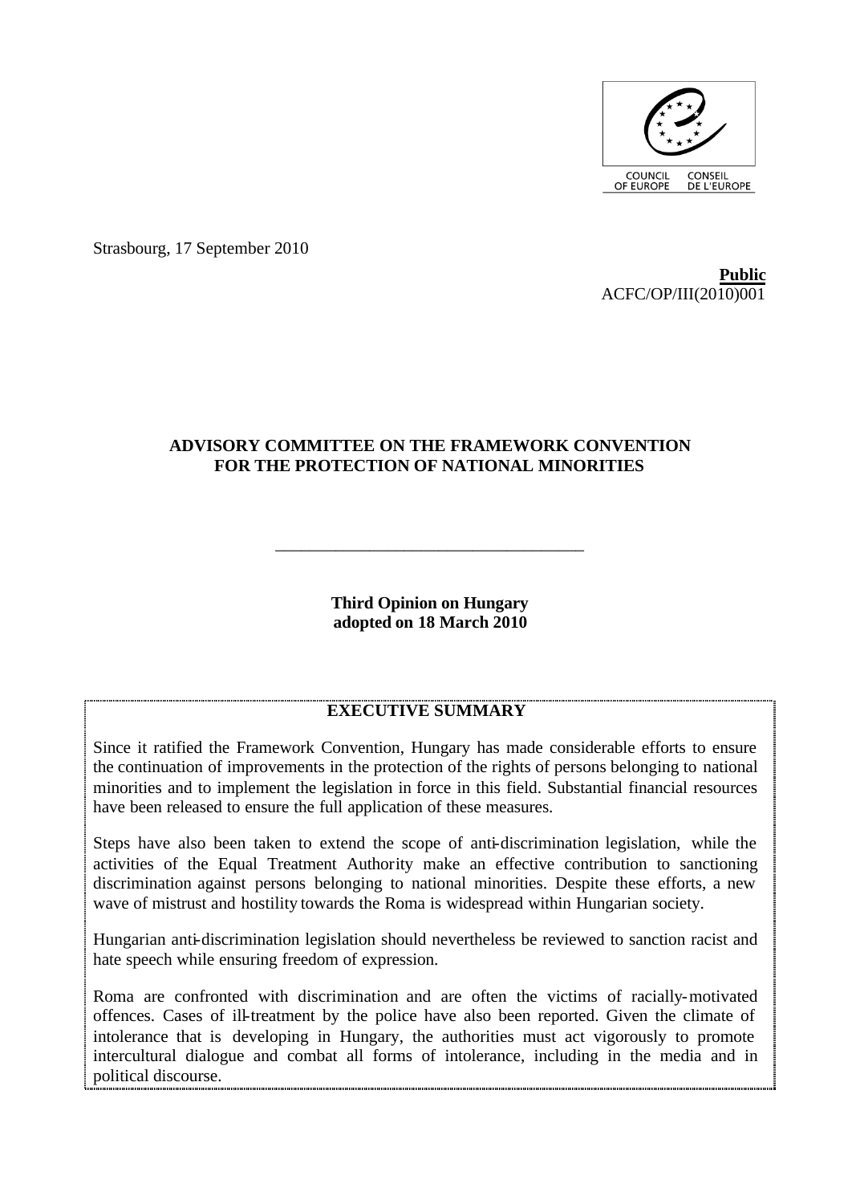COUNCIL OF EUROPE CONSEIL DE L'EUROPE

Strasbourg, 17 September 2010

**Public**
ACFC/OP/III(2010)001

**ADVISORY COMMITTEE ON THE FRAMEWORK CONVENTION FOR THE PROTECTION OF NATIONAL MINORITIES**

---

**Third Opinion on Hungary adopted on 18 March 2010**

## EXECUTIVE SUMMARY

Since it ratified the Framework Convention, Hungary has made considerable efforts to ensure the continuation of improvements in the protection of the rights of persons belonging to national minorities and to implement the legislation in force in this field. Substantial financial resources have been released to ensure the full application of these measures.

Steps have also been taken to extend the scope of anti-discrimination legislation, while the activities of the Equal Treatment Authority make an effective contribution to sanctioning discrimination against persons belonging to national minorities. Despite these efforts, a new wave of mistrust and hostility towards the Roma is widespread within Hungarian society.

Hungarian anti-discrimination legislation should nevertheless be reviewed to sanction racist and hate speech while ensuring freedom of expression.

Roma are confronted with discrimination and are often the victims of racially-motivated offences. Cases of ill-treatment by the police have also been reported. Given the climate of intolerance that is developing in Hungary, the authorities must act vigorously to promote intercultural dialogue and combat all forms of intolerance, including in the media and in political discourse.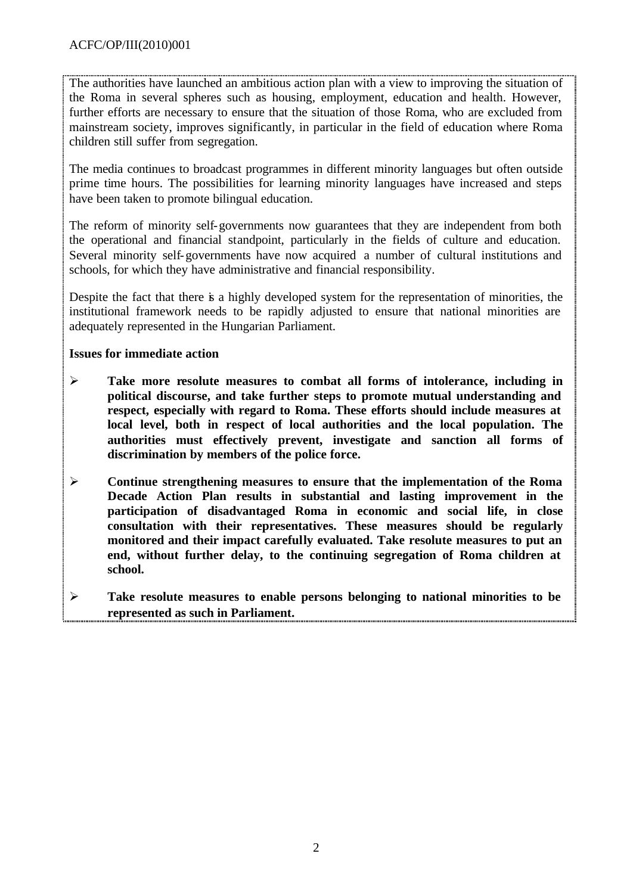The authorities have launched an ambitious action plan with a view to improving the situation of the Roma in several spheres such as housing, employment, education and health. However, further efforts are necessary to ensure that the situation of those Roma, who are excluded from mainstream society, improves significantly, in particular in the field of education where Roma children still suffer from segregation.

The media continues to broadcast programmes in different minority languages but often outside prime time hours. The possibilities for learning minority languages have increased and steps have been taken to promote bilingual education.

The reform of minority self-governments now guarantees that they are independent from both the operational and financial standpoint, particularly in the fields of culture and education. Several minority self-governments have now acquired a number of cultural institutions and schools, for which they have administrative and financial responsibility.

Despite the fact that there is a highly developed system for the representation of minorities, the institutional framework needs to be rapidly adjusted to ensure that national minorities are adequately represented in the Hungarian Parliament.

**Issues for immediate action**

- **Take more resolute measures to combat all forms of intolerance, including in political discourse, and take further steps to promote mutual understanding and respect, especially with regard to Roma. These efforts should include measures at local level, both in respect of local authorities and the local population. The authorities must effectively prevent, investigate and sanction all forms of discrimination by members of the police force.**

- **Continue strengthening measures to ensure that the implementation of the Roma Decade Action Plan results in substantial and lasting improvement in the participation of disadvantaged Roma in economic and social life, in close consultation with their representatives. These measures should be regularly monitored and their impact carefully evaluated. Take resolute measures to put an end, without further delay, to the continuing segregation of Roma children at school.**

- **Take resolute measures to enable persons belonging to national minorities to be represented as such in Parliament.**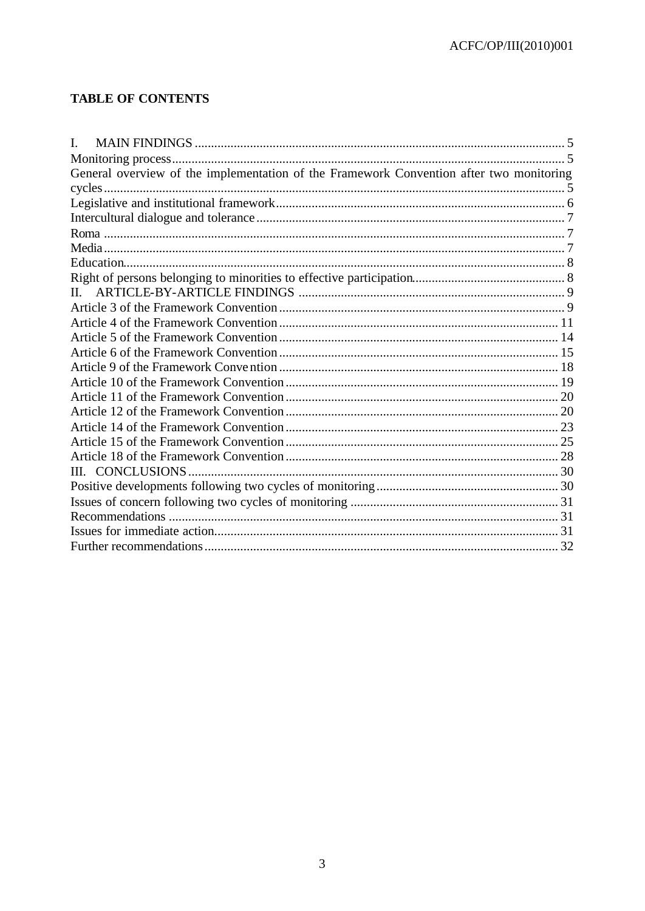**TABLE OF CONTENTS**

I. MAIN FINDINGS ..... 5
Monitoring process ..... 5
General overview of the implementation of the Framework Convention after two monitoring cycles ..... 5
Legislative and institutional framework ..... 6
Intercultural dialogue and tolerance ..... 7
Roma ..... 7
Media ..... 7
Education ..... 8
Right of persons belonging to minorities to effective participation ..... 8
II. ARTICLE-BY-ARTICLE FINDINGS ..... 9
Article 3 of the Framework Convention ..... 9
Article 4 of the Framework Convention ..... 11
Article 5 of the Framework Convention ..... 14
Article 6 of the Framework Convention ..... 15
Article 9 of the Framework Convention ..... 18
Article 10 of the Framework Convention ..... 19
Article 11 of the Framework Convention ..... 20
Article 12 of the Framework Convention ..... 20
Article 14 of the Framework Convention ..... 23
Article 15 of the Framework Convention ..... 25
Article 18 of the Framework Convention ..... 28
III. CONCLUSIONS ..... 30
Positive developments following two cycles of monitoring ..... 30
Issues of concern following two cycles of monitoring ..... 31
Recommendations ..... 31
Issues for immediate action ..... 31
Further recommendations ..... 32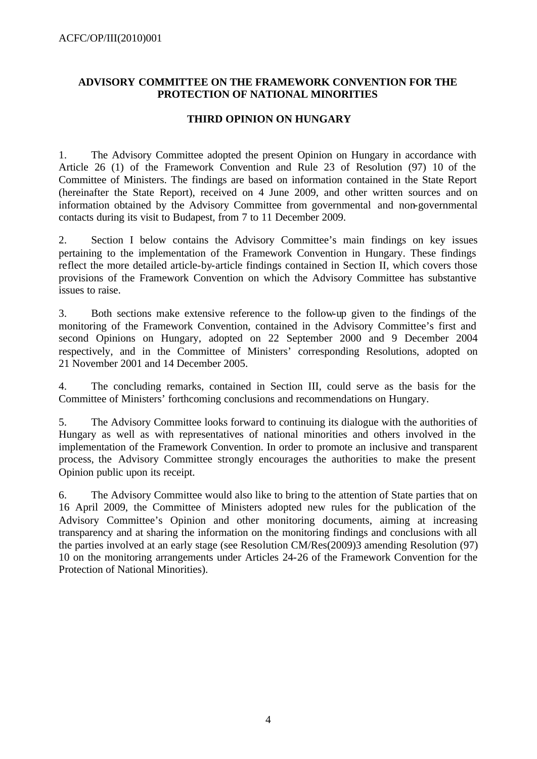**ADVISORY COMMITTEE ON THE FRAMEWORK CONVENTION FOR THE PROTECTION OF NATIONAL MINORITIES**

**THIRD OPINION ON HUNGARY**

1. The Advisory Committee adopted the present Opinion on Hungary in accordance with Article 26 (1) of the Framework Convention and Rule 23 of Resolution (97) 10 of the Committee of Ministers. The findings are based on information contained in the State Report (hereinafter the State Report), received on 4 June 2009, and other written sources and on information obtained by the Advisory Committee from governmental and non-governmental contacts during its visit to Budapest, from 7 to 11 December 2009.

2. Section I below contains the Advisory Committee's main findings on key issues pertaining to the implementation of the Framework Convention in Hungary. These findings reflect the more detailed article-by-article findings contained in Section II, which covers those provisions of the Framework Convention on which the Advisory Committee has substantive issues to raise.

3. Both sections make extensive reference to the follow-up given to the findings of the monitoring of the Framework Convention, contained in the Advisory Committee's first and second Opinions on Hungary, adopted on 22 September 2000 and 9 December 2004 respectively, and in the Committee of Ministers' corresponding Resolutions, adopted on 21 November 2001 and 14 December 2005.

4. The concluding remarks, contained in Section III, could serve as the basis for the Committee of Ministers' forthcoming conclusions and recommendations on Hungary.

5. The Advisory Committee looks forward to continuing its dialogue with the authorities of Hungary as well as with representatives of national minorities and others involved in the implementation of the Framework Convention. In order to promote an inclusive and transparent process, the Advisory Committee strongly encourages the authorities to make the present Opinion public upon its receipt.

6. The Advisory Committee would also like to bring to the attention of State parties that on 16 April 2009, the Committee of Ministers adopted new rules for the publication of the Advisory Committee's Opinion and other monitoring documents, aiming at increasing transparency and at sharing the information on the monitoring findings and conclusions with all the parties involved at an early stage (see Resolution CM/Res(2009)3 amending Resolution (97) 10 on the monitoring arrangements under Articles 24-26 of the Framework Convention for the Protection of National Minorities).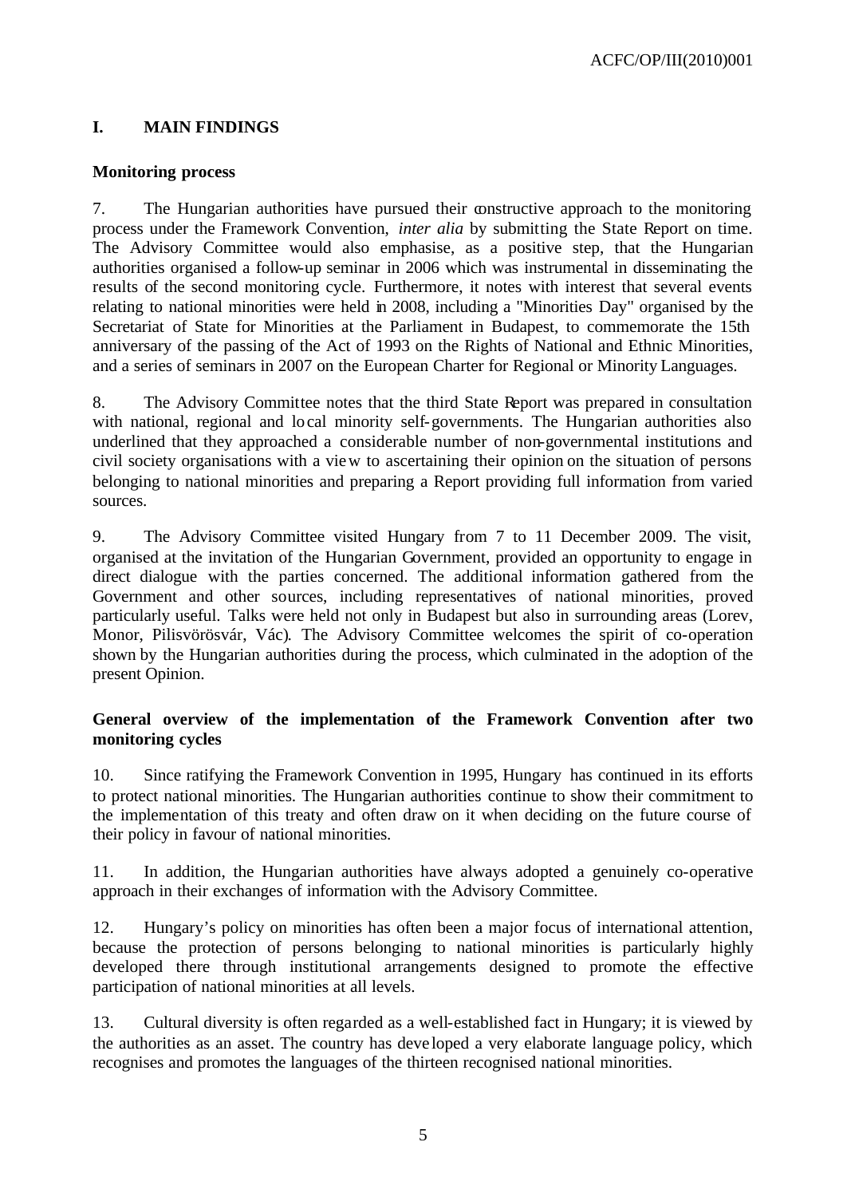# I. MAIN FINDINGS

## Monitoring process

7. The Hungarian authorities have pursued their constructive approach to the monitoring process under the Framework Convention, *inter alia* by submitting the State Report on time. The Advisory Committee would also emphasise, as a positive step, that the Hungarian authorities organised a follow-up seminar in 2006 which was instrumental in disseminating the results of the second monitoring cycle. Furthermore, it notes with interest that several events relating to national minorities were held in 2008, including a "Minorities Day" organised by the Secretariat of State for Minorities at the Parliament in Budapest, to commemorate the 15th anniversary of the passing of the Act of 1993 on the Rights of National and Ethnic Minorities, and a series of seminars in 2007 on the European Charter for Regional or Minority Languages.

8. The Advisory Committee notes that the third State Report was prepared in consultation with national, regional and local minority self-governments. The Hungarian authorities also underlined that they approached a considerable number of non-governmental institutions and civil society organisations with a view to ascertaining their opinion on the situation of persons belonging to national minorities and preparing a Report providing full information from varied sources.

9. The Advisory Committee visited Hungary from 7 to 11 December 2009. The visit, organised at the invitation of the Hungarian Government, provided an opportunity to engage in direct dialogue with the parties concerned. The additional information gathered from the Government and other sources, including representatives of national minorities, proved particularly useful. Talks were held not only in Budapest but also in surrounding areas (Lorev, Monor, Pilisvörösvár, Vác). The Advisory Committee welcomes the spirit of co-operation shown by the Hungarian authorities during the process, which culminated in the adoption of the present Opinion.

## General overview of the implementation of the Framework Convention after two monitoring cycles

10. Since ratifying the Framework Convention in 1995, Hungary has continued in its efforts to protect national minorities. The Hungarian authorities continue to show their commitment to the implementation of this treaty and often draw on it when deciding on the future course of their policy in favour of national minorities.

11. In addition, the Hungarian authorities have always adopted a genuinely co-operative approach in their exchanges of information with the Advisory Committee.

12. Hungary's policy on minorities has often been a major focus of international attention, because the protection of persons belonging to national minorities is particularly highly developed there through institutional arrangements designed to promote the effective participation of national minorities at all levels.

13. Cultural diversity is often regarded as a well-established fact in Hungary; it is viewed by the authorities as an asset. The country has developed a very elaborate language policy, which recognises and promotes the languages of the thirteen recognised national minorities.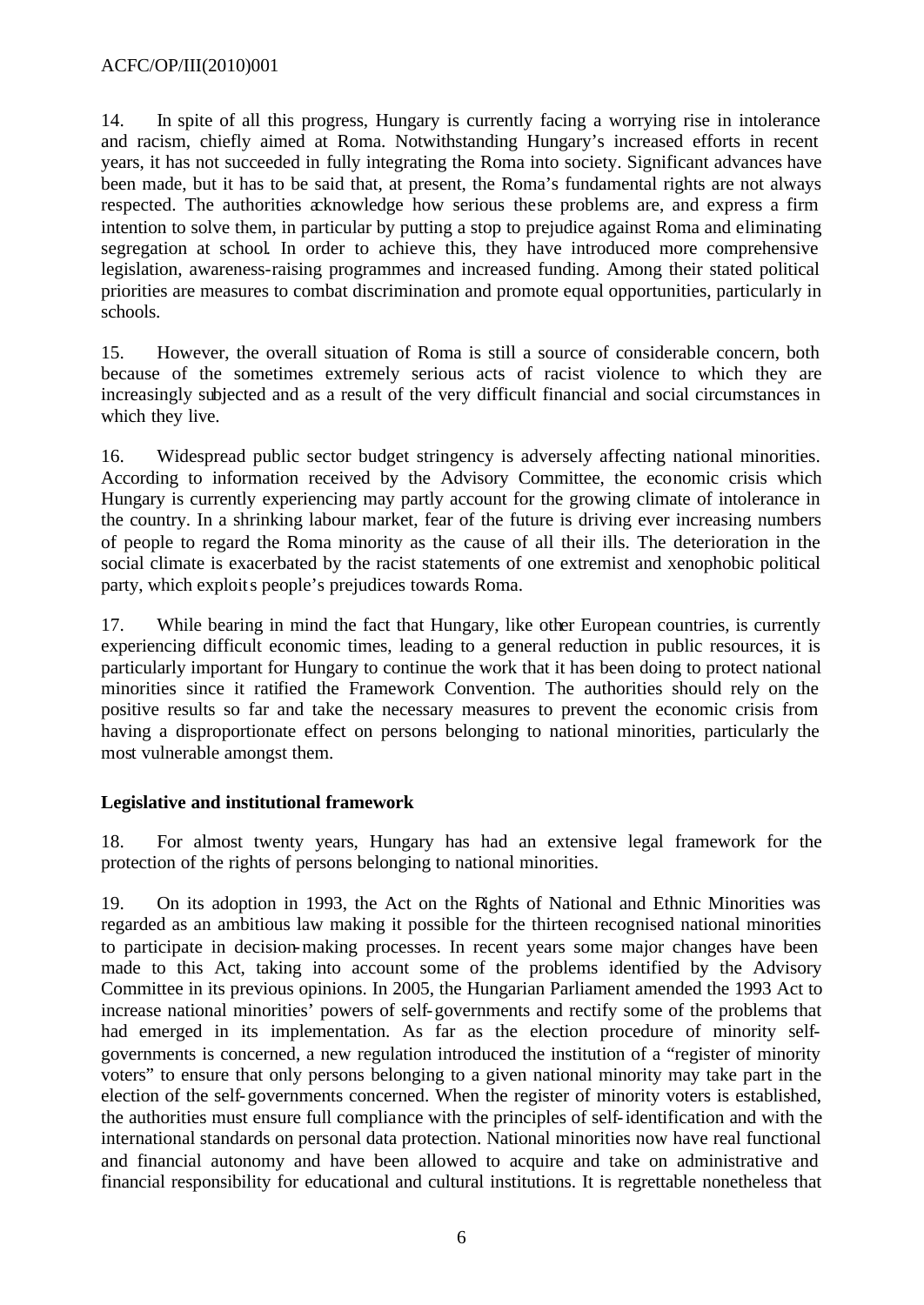14. In spite of all this progress, Hungary is currently facing a worrying rise in intolerance and racism, chiefly aimed at Roma. Notwithstanding Hungary's increased efforts in recent years, it has not succeeded in fully integrating the Roma into society. Significant advances have been made, but it has to be said that, at present, the Roma's fundamental rights are not always respected. The authorities acknowledge how serious these problems are, and express a firm intention to solve them, in particular by putting a stop to prejudice against Roma and eliminating segregation at school. In order to achieve this, they have introduced more comprehensive legislation, awareness-raising programmes and increased funding. Among their stated political priorities are measures to combat discrimination and promote equal opportunities, particularly in schools.

15. However, the overall situation of Roma is still a source of considerable concern, both because of the sometimes extremely serious acts of racist violence to which they are increasingly subjected and as a result of the very difficult financial and social circumstances in which they live.

16. Widespread public sector budget stringency is adversely affecting national minorities. According to information received by the Advisory Committee, the economic crisis which Hungary is currently experiencing may partly account for the growing climate of intolerance in the country. In a shrinking labour market, fear of the future is driving ever increasing numbers of people to regard the Roma minority as the cause of all their ills. The deterioration in the social climate is exacerbated by the racist statements of one extremist and xenophobic political party, which exploits people's prejudices towards Roma.

17. While bearing in mind the fact that Hungary, like other European countries, is currently experiencing difficult economic times, leading to a general reduction in public resources, it is particularly important for Hungary to continue the work that it has been doing to protect national minorities since it ratified the Framework Convention. The authorities should rely on the positive results so far and take the necessary measures to prevent the economic crisis from having a disproportionate effect on persons belonging to national minorities, particularly the most vulnerable amongst them.

**Legislative and institutional framework**

18. For almost twenty years, Hungary has had an extensive legal framework for the protection of the rights of persons belonging to national minorities.

19. On its adoption in 1993, the Act on the Rights of National and Ethnic Minorities was regarded as an ambitious law making it possible for the thirteen recognised national minorities to participate in decision-making processes. In recent years some major changes have been made to this Act, taking into account some of the problems identified by the Advisory Committee in its previous opinions. In 2005, the Hungarian Parliament amended the 1993 Act to increase national minorities' powers of self-governments and rectify some of the problems that had emerged in its implementation. As far as the election procedure of minority self-governments is concerned, a new regulation introduced the institution of a "register of minority voters" to ensure that only persons belonging to a given national minority may take part in the election of the self-governments concerned. When the register of minority voters is established, the authorities must ensure full compliance with the principles of self-identification and with the international standards on personal data protection. National minorities now have real functional and financial autonomy and have been allowed to acquire and take on administrative and financial responsibility for educational and cultural institutions. It is regrettable nonetheless that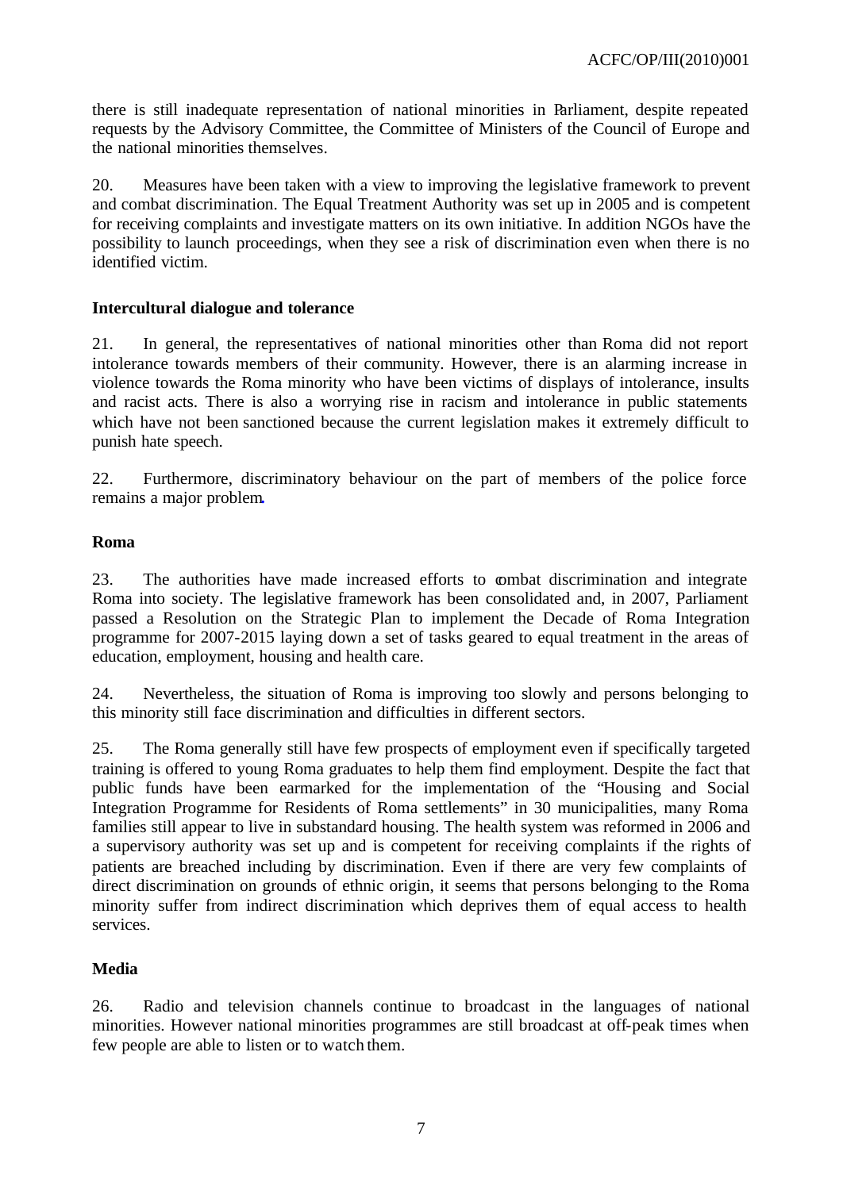there is still inadequate representation of national minorities in Parliament, despite repeated requests by the Advisory Committee, the Committee of Ministers of the Council of Europe and the national minorities themselves.

20. Measures have been taken with a view to improving the legislative framework to prevent and combat discrimination. The Equal Treatment Authority was set up in 2005 and is competent for receiving complaints and investigate matters on its own initiative. In addition NGOs have the possibility to launch proceedings, when they see a risk of discrimination even when there is no identified victim.

**Intercultural dialogue and tolerance**

21. In general, the representatives of national minorities other than Roma did not report intolerance towards members of their community. However, there is an alarming increase in violence towards the Roma minority who have been victims of displays of intolerance, insults and racist acts. There is also a worrying rise in racism and intolerance in public statements which have not been sanctioned because the current legislation makes it extremely difficult to punish hate speech.

22. Furthermore, discriminatory behaviour on the part of members of the police force remains a major problem.

**Roma**

23. The authorities have made increased efforts to combat discrimination and integrate Roma into society. The legislative framework has been consolidated and, in 2007, Parliament passed a Resolution on the Strategic Plan to implement the Decade of Roma Integration programme for 2007-2015 laying down a set of tasks geared to equal treatment in the areas of education, employment, housing and health care.

24. Nevertheless, the situation of Roma is improving too slowly and persons belonging to this minority still face discrimination and difficulties in different sectors.

25. The Roma generally still have few prospects of employment even if specifically targeted training is offered to young Roma graduates to help them find employment. Despite the fact that public funds have been earmarked for the implementation of the "Housing and Social Integration Programme for Residents of Roma settlements" in 30 municipalities, many Roma families still appear to live in substandard housing. The health system was reformed in 2006 and a supervisory authority was set up and is competent for receiving complaints if the rights of patients are breached including by discrimination. Even if there are very few complaints of direct discrimination on grounds of ethnic origin, it seems that persons belonging to the Roma minority suffer from indirect discrimination which deprives them of equal access to health services.

**Media**

26. Radio and television channels continue to broadcast in the languages of national minorities. However national minorities programmes are still broadcast at off-peak times when few people are able to listen or to watch them.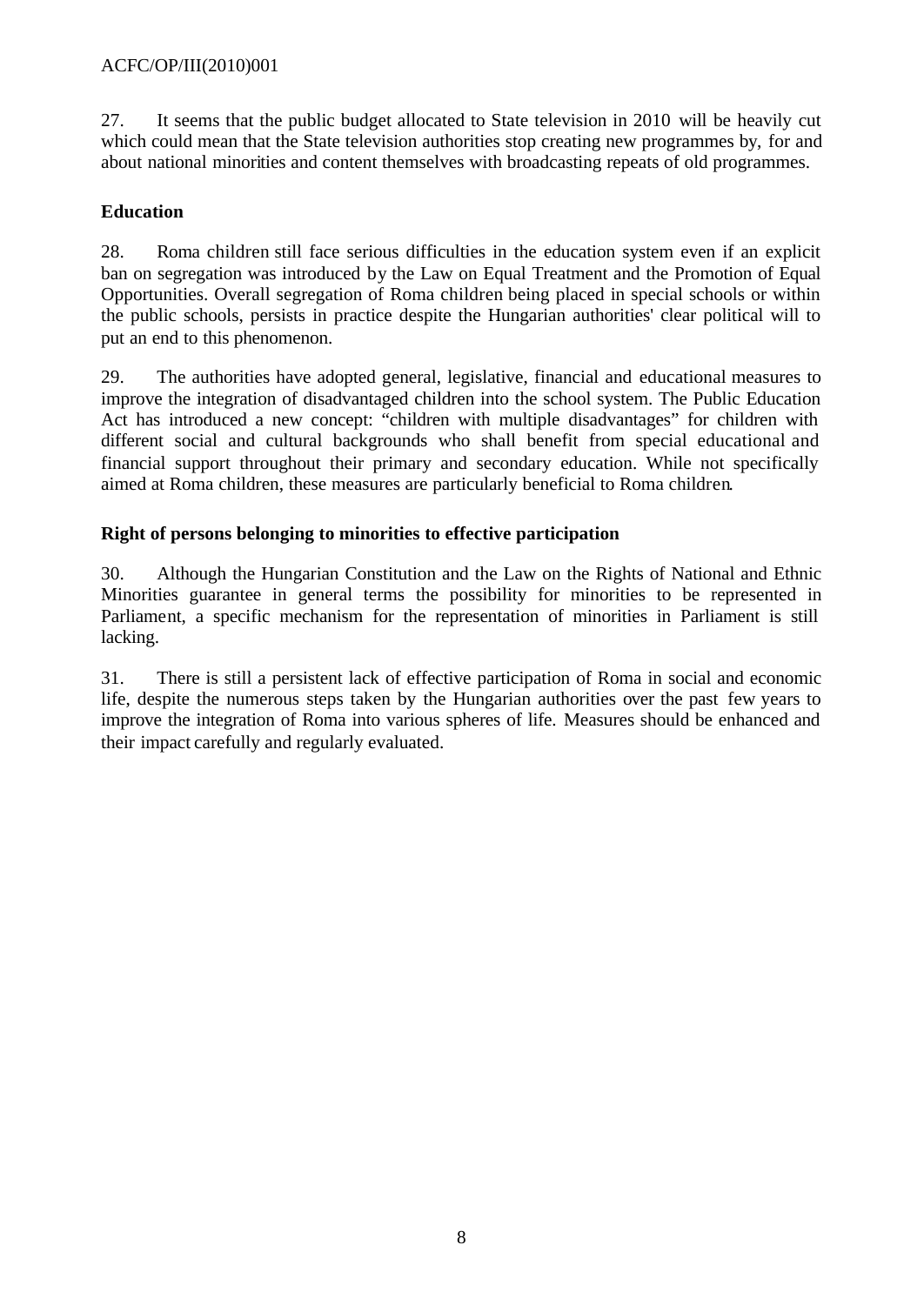27. It seems that the public budget allocated to State television in 2010 will be heavily cut which could mean that the State television authorities stop creating new programmes by, for and about national minorities and content themselves with broadcasting repeats of old programmes.

**Education**

28. Roma children still face serious difficulties in the education system even if an explicit ban on segregation was introduced by the Law on Equal Treatment and the Promotion of Equal Opportunities. Overall segregation of Roma children being placed in special schools or within the public schools, persists in practice despite the Hungarian authorities' clear political will to put an end to this phenomenon.

29. The authorities have adopted general, legislative, financial and educational measures to improve the integration of disadvantaged children into the school system. The Public Education Act has introduced a new concept: "children with multiple disadvantages" for children with different social and cultural backgrounds who shall benefit from special educational and financial support throughout their primary and secondary education. While not specifically aimed at Roma children, these measures are particularly beneficial to Roma children.

**Right of persons belonging to minorities to effective participation**

30. Although the Hungarian Constitution and the Law on the Rights of National and Ethnic Minorities guarantee in general terms the possibility for minorities to be represented in Parliament, a specific mechanism for the representation of minorities in Parliament is still lacking.

31. There is still a persistent lack of effective participation of Roma in social and economic life, despite the numerous steps taken by the Hungarian authorities over the past few years to improve the integration of Roma into various spheres of life. Measures should be enhanced and their impact carefully and regularly evaluated.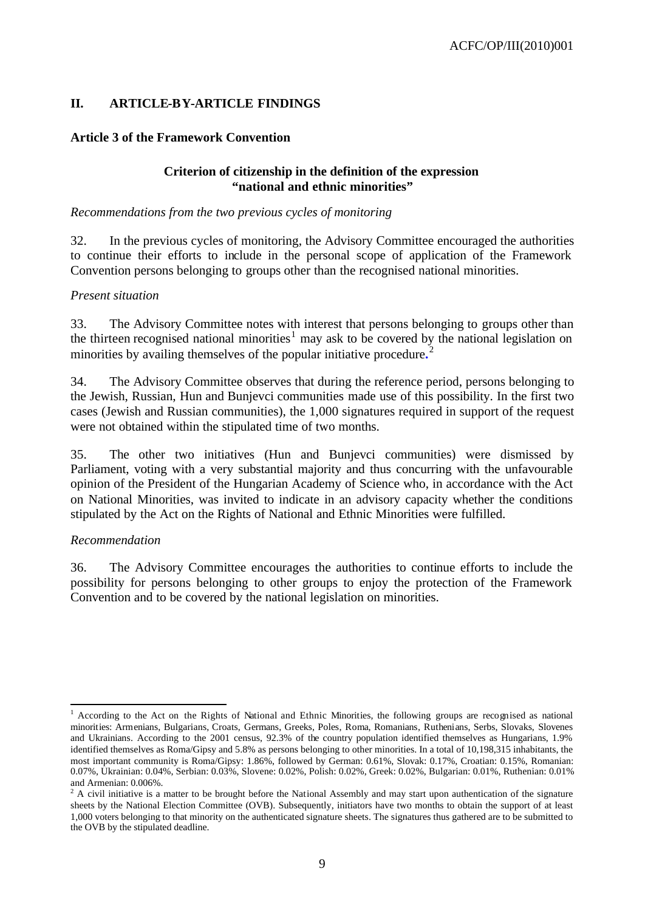## II. ARTICLE-BY-ARTICLE FINDINGS

### Article 3 of the Framework Convention

#### Criterion of citizenship in the definition of the expression "national and ethnic minorities"

*Recommendations from the two previous cycles of monitoring*

32. In the previous cycles of monitoring, the Advisory Committee encouraged the authorities to continue their efforts to include in the personal scope of application of the Framework Convention persons belonging to groups other than the recognised national minorities.

*Present situation*

33. The Advisory Committee notes with interest that persons belonging to groups other than the thirteen recognised national minorities[1] may ask to be covered by the national legislation on minorities by availing themselves of the popular initiative procedure.[2]

34. The Advisory Committee observes that during the reference period, persons belonging to the Jewish, Russian, Hun and Bunjevci communities made use of this possibility. In the first two cases (Jewish and Russian communities), the 1,000 signatures required in support of the request were not obtained within the stipulated time of two months.

35. The other two initiatives (Hun and Bunjevci communities) were dismissed by Parliament, voting with a very substantial majority and thus concurring with the unfavourable opinion of the President of the Hungarian Academy of Science who, in accordance with the Act on National Minorities, was invited to indicate in an advisory capacity whether the conditions stipulated by the Act on the Rights of National and Ethnic Minorities were fulfilled.

*Recommendation*

36. The Advisory Committee encourages the authorities to continue efforts to include the possibility for persons belonging to other groups to enjoy the protection of the Framework Convention and to be covered by the national legislation on minorities.

---

[1] According to the Act on the Rights of National and Ethnic Minorities, the following groups are recognised as national minorities: Armenians, Bulgarians, Croats, Germans, Greeks, Poles, Roma, Romanians, Ruthenians, Serbs, Slovaks, Slovenes and Ukrainians. According to the 2001 census, 92.3% of the country population identified themselves as Hungarians, 1.9% identified themselves as Roma/Gipsy and 5.8% as persons belonging to other minorities. In a total of 10,198,315 inhabitants, the most important community is Roma/Gipsy: 1.86%, followed by German: 0.61%, Slovak: 0.17%, Croatian: 0.15%, Romanian: 0.07%, Ukrainian: 0.04%, Serbian: 0.03%, Slovene: 0.02%, Polish: 0.02%, Greek: 0.02%, Bulgarian: 0.01%, Ruthenian: 0.01% and Armenian: 0.006%.

[2] A civil initiative is a matter to be brought before the National Assembly and may start upon authentication of the signature sheets by the National Election Committee (OVB). Subsequently, initiators have two months to obtain the support of at least 1,000 voters belonging to that minority on the authenticated signature sheets. The signatures thus gathered are to be submitted to the OVB by the stipulated deadline.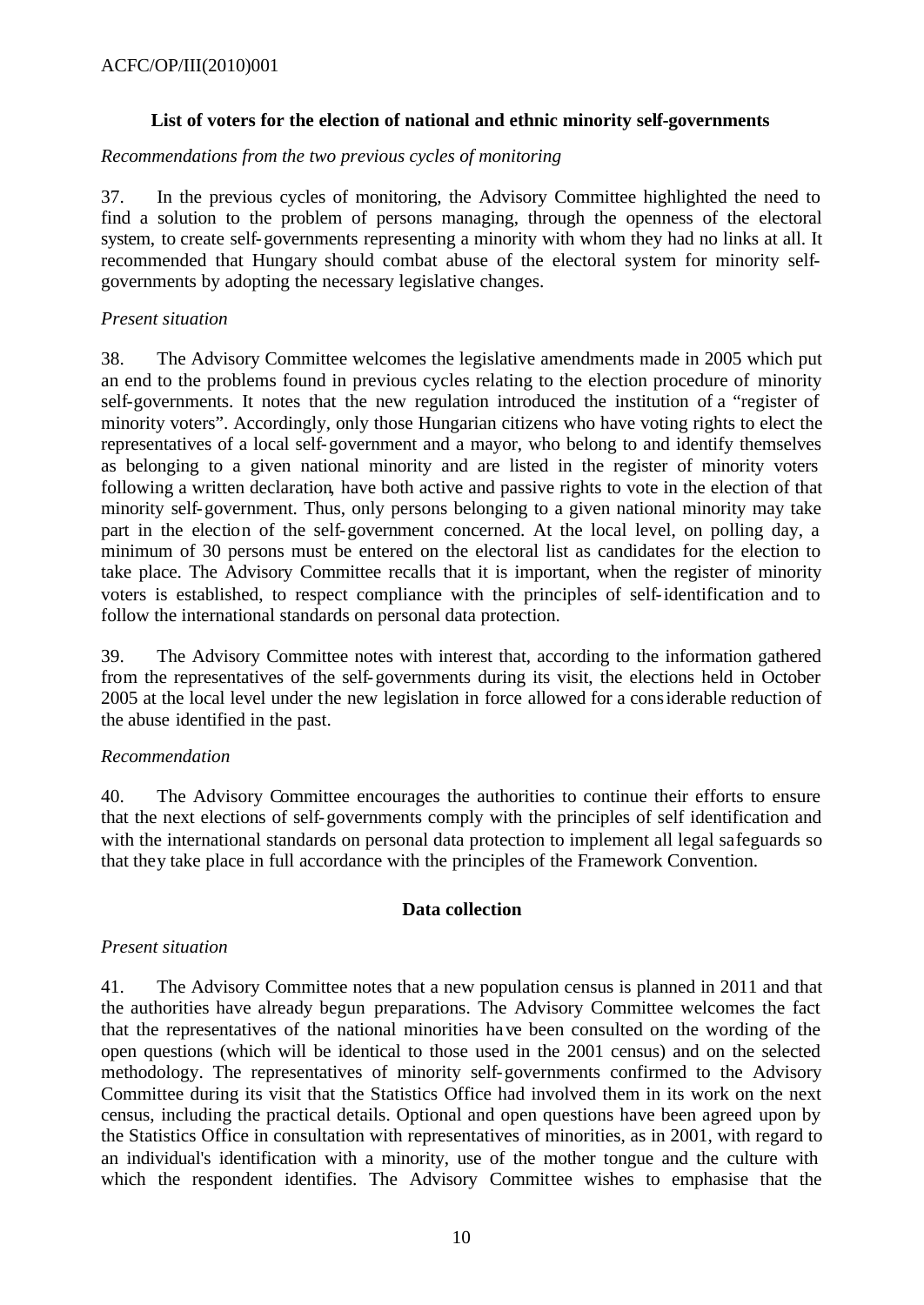### List of voters for the election of national and ethnic minority self-governments

*Recommendations from the two previous cycles of monitoring*

37. In the previous cycles of monitoring, the Advisory Committee highlighted the need to find a solution to the problem of persons managing, through the openness of the electoral system, to create self-governments representing a minority with whom they had no links at all. It recommended that Hungary should combat abuse of the electoral system for minority self-governments by adopting the necessary legislative changes.

*Present situation*

38. The Advisory Committee welcomes the legislative amendments made in 2005 which put an end to the problems found in previous cycles relating to the election procedure of minority self-governments. It notes that the new regulation introduced the institution of a "register of minority voters". Accordingly, only those Hungarian citizens who have voting rights to elect the representatives of a local self-government and a mayor, who belong to and identify themselves as belonging to a given national minority and are listed in the register of minority voters following a written declaration, have both active and passive rights to vote in the election of that minority self-government. Thus, only persons belonging to a given national minority may take part in the election of the self-government concerned. At the local level, on polling day, a minimum of 30 persons must be entered on the electoral list as candidates for the election to take place. The Advisory Committee recalls that it is important, when the register of minority voters is established, to respect compliance with the principles of self-identification and to follow the international standards on personal data protection.

39. The Advisory Committee notes with interest that, according to the information gathered from the representatives of the self-governments during its visit, the elections held in October 2005 at the local level under the new legislation in force allowed for a considerable reduction of the abuse identified in the past.

*Recommendation*

40. The Advisory Committee encourages the authorities to continue their efforts to ensure that the next elections of self-governments comply with the principles of self identification and with the international standards on personal data protection to implement all legal safeguards so that they take place in full accordance with the principles of the Framework Convention.

### Data collection

*Present situation*

41. The Advisory Committee notes that a new population census is planned in 2011 and that the authorities have already begun preparations. The Advisory Committee welcomes the fact that the representatives of the national minorities have been consulted on the wording of the open questions (which will be identical to those used in the 2001 census) and on the selected methodology. The representatives of minority self-governments confirmed to the Advisory Committee during its visit that the Statistics Office had involved them in its work on the next census, including the practical details. Optional and open questions have been agreed upon by the Statistics Office in consultation with representatives of minorities, as in 2001, with regard to an individual's identification with a minority, use of the mother tongue and the culture with which the respondent identifies. The Advisory Committee wishes to emphasise that the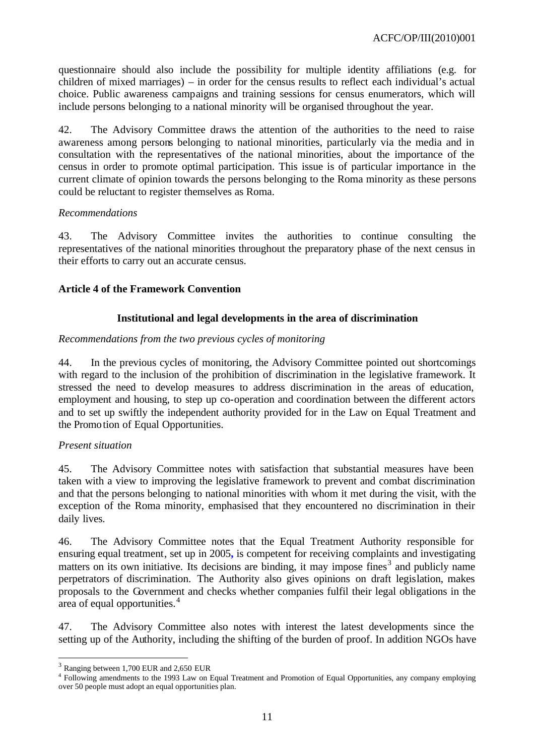questionnaire should also include the possibility for multiple identity affiliations (e.g. for children of mixed marriages) – in order for the census results to reflect each individual's actual choice. Public awareness campaigns and training sessions for census enumerators, which will include persons belonging to a national minority will be organised throughout the year.

42. The Advisory Committee draws the attention of the authorities to the need to raise awareness among persons belonging to national minorities, particularly via the media and in consultation with the representatives of the national minorities, about the importance of the census in order to promote optimal participation. This issue is of particular importance in the current climate of opinion towards the persons belonging to the Roma minority as these persons could be reluctant to register themselves as Roma.

*Recommendations*

43. The Advisory Committee invites the authorities to continue consulting the representatives of the national minorities throughout the preparatory phase of the next census in their efforts to carry out an accurate census.

**Article 4 of the Framework Convention**

**Institutional and legal developments in the area of discrimination**

*Recommendations from the two previous cycles of monitoring*

44. In the previous cycles of monitoring, the Advisory Committee pointed out shortcomings with regard to the inclusion of the prohibition of discrimination in the legislative framework. It stressed the need to develop measures to address discrimination in the areas of education, employment and housing, to step up co-operation and coordination between the different actors and to set up swiftly the independent authority provided for in the Law on Equal Treatment and the Promotion of Equal Opportunities.

*Present situation*

45. The Advisory Committee notes with satisfaction that substantial measures have been taken with a view to improving the legislative framework to prevent and combat discrimination and that the persons belonging to national minorities with whom it met during the visit, with the exception of the Roma minority, emphasised that they encountered no discrimination in their daily lives.

46. The Advisory Committee notes that the Equal Treatment Authority responsible for ensuring equal treatment, set up in 2005, is competent for receiving complaints and investigating matters on its own initiative. Its decisions are binding, it may impose fines[3] and publicly name perpetrators of discrimination. The Authority also gives opinions on draft legislation, makes proposals to the Government and checks whether companies fulfil their legal obligations in the area of equal opportunities.[4]

47. The Advisory Committee also notes with interest the latest developments since the setting up of the Authority, including the shifting of the burden of proof. In addition NGOs have

---

[3] Ranging between 1,700 EUR and 2,650 EUR

[4] Following amendments to the 1993 Law on Equal Treatment and Promotion of Equal Opportunities, any company employing over 50 people must adopt an equal opportunities plan.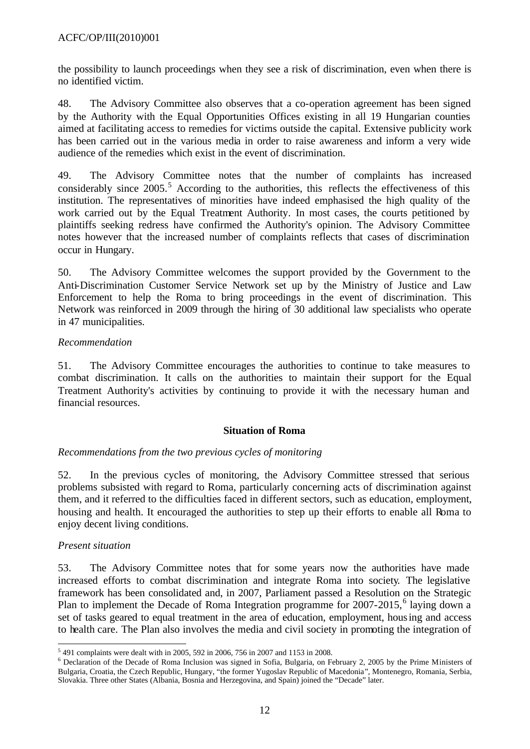the possibility to launch proceedings when they see a risk of discrimination, even when there is no identified victim.

48. The Advisory Committee also observes that a co-operation agreement has been signed by the Authority with the Equal Opportunities Offices existing in all 19 Hungarian counties aimed at facilitating access to remedies for victims outside the capital. Extensive publicity work has been carried out in the various media in order to raise awareness and inform a very wide audience of the remedies which exist in the event of discrimination.

49. The Advisory Committee notes that the number of complaints has increased considerably since 2005.[5] According to the authorities, this reflects the effectiveness of this institution. The representatives of minorities have indeed emphasised the high quality of the work carried out by the Equal Treatment Authority. In most cases, the courts petitioned by plaintiffs seeking redress have confirmed the Authority's opinion. The Advisory Committee notes however that the increased number of complaints reflects that cases of discrimination occur in Hungary.

50. The Advisory Committee welcomes the support provided by the Government to the Anti-Discrimination Customer Service Network set up by the Ministry of Justice and Law Enforcement to help the Roma to bring proceedings in the event of discrimination. This Network was reinforced in 2009 through the hiring of 30 additional law specialists who operate in 47 municipalities.

*Recommendation*

51. The Advisory Committee encourages the authorities to continue to take measures to combat discrimination. It calls on the authorities to maintain their support for the Equal Treatment Authority's activities by continuing to provide it with the necessary human and financial resources.

**Situation of Roma**

*Recommendations from the two previous cycles of monitoring*

52. In the previous cycles of monitoring, the Advisory Committee stressed that serious problems subsisted with regard to Roma, particularly concerning acts of discrimination against them, and it referred to the difficulties faced in different sectors, such as education, employment, housing and health. It encouraged the authorities to step up their efforts to enable all Roma to enjoy decent living conditions.

*Present situation*

53. The Advisory Committee notes that for some years now the authorities have made increased efforts to combat discrimination and integrate Roma into society. The legislative framework has been consolidated and, in 2007, Parliament passed a Resolution on the Strategic Plan to implement the Decade of Roma Integration programme for 2007-2015,[6] laying down a set of tasks geared to equal treatment in the area of education, employment, housing and access to health care. The Plan also involves the media and civil society in promoting the integration of

[5] 491 complaints were dealt with in 2005, 592 in 2006, 756 in 2007 and 1153 in 2008.

[6] Declaration of the Decade of Roma Inclusion was signed in Sofia, Bulgaria, on February 2, 2005 by the Prime Ministers of Bulgaria, Croatia, the Czech Republic, Hungary, "the former Yugoslav Republic of Macedonia", Montenegro, Romania, Serbia, Slovakia. Three other States (Albania, Bosnia and Herzegovina, and Spain) joined the "Decade" later.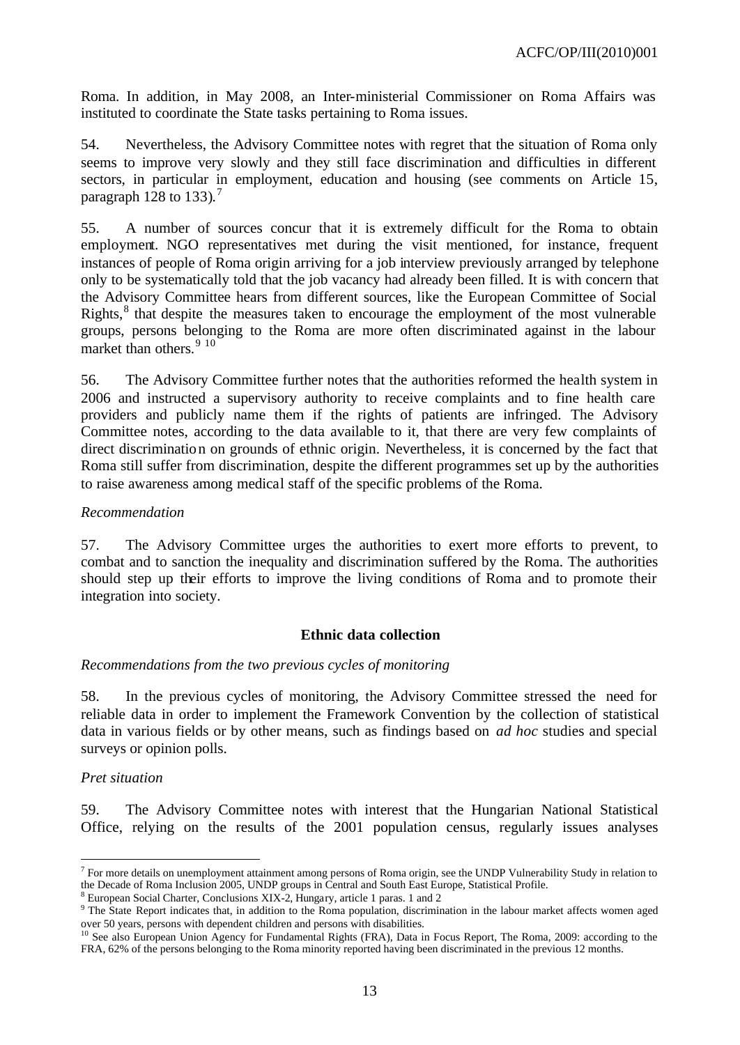Roma. In addition, in May 2008, an Inter-ministerial Commissioner on Roma Affairs was instituted to coordinate the State tasks pertaining to Roma issues.

54. Nevertheless, the Advisory Committee notes with regret that the situation of Roma only seems to improve very slowly and they still face discrimination and difficulties in different sectors, in particular in employment, education and housing (see comments on Article 15, paragraph 128 to 133).[7]

55. A number of sources concur that it is extremely difficult for the Roma to obtain employment. NGO representatives met during the visit mentioned, for instance, frequent instances of people of Roma origin arriving for a job interview previously arranged by telephone only to be systematically told that the job vacancy had already been filled. It is with concern that the Advisory Committee hears from different sources, like the European Committee of Social Rights,[8] that despite the measures taken to encourage the employment of the most vulnerable groups, persons belonging to the Roma are more often discriminated against in the labour market than others.[9] [10]

56. The Advisory Committee further notes that the authorities reformed the health system in 2006 and instructed a supervisory authority to receive complaints and to fine health care providers and publicly name them if the rights of patients are infringed. The Advisory Committee notes, according to the data available to it, that there are very few complaints of direct discrimination on grounds of ethnic origin. Nevertheless, it is concerned by the fact that Roma still suffer from discrimination, despite the different programmes set up by the authorities to raise awareness among medical staff of the specific problems of the Roma.

*Recommendation*

57. The Advisory Committee urges the authorities to exert more efforts to prevent, to combat and to sanction the inequality and discrimination suffered by the Roma. The authorities should step up their efforts to improve the living conditions of Roma and to promote their integration into society.

### Ethnic data collection

*Recommendations from the two previous cycles of monitoring*

58. In the previous cycles of monitoring, the Advisory Committee stressed the need for reliable data in order to implement the Framework Convention by the collection of statistical data in various fields or by other means, such as findings based on *ad hoc* studies and special surveys or opinion polls.

*Pret situation*

59. The Advisory Committee notes with interest that the Hungarian National Statistical Office, relying on the results of the 2001 population census, regularly issues analyses

---

[7] For more details on unemployment attainment among persons of Roma origin, see the UNDP Vulnerability Study in relation to the Decade of Roma Inclusion 2005, UNDP groups in Central and South East Europe, Statistical Profile.

[8] European Social Charter, Conclusions XIX-2, Hungary, article 1 paras. 1 and 2

[9] The State Report indicates that, in addition to the Roma population, discrimination in the labour market affects women aged over 50 years, persons with dependent children and persons with disabilities.

[10] See also European Union Agency for Fundamental Rights (FRA), Data in Focus Report, The Roma, 2009: according to the FRA, 62% of the persons belonging to the Roma minority reported having been discriminated in the previous 12 months.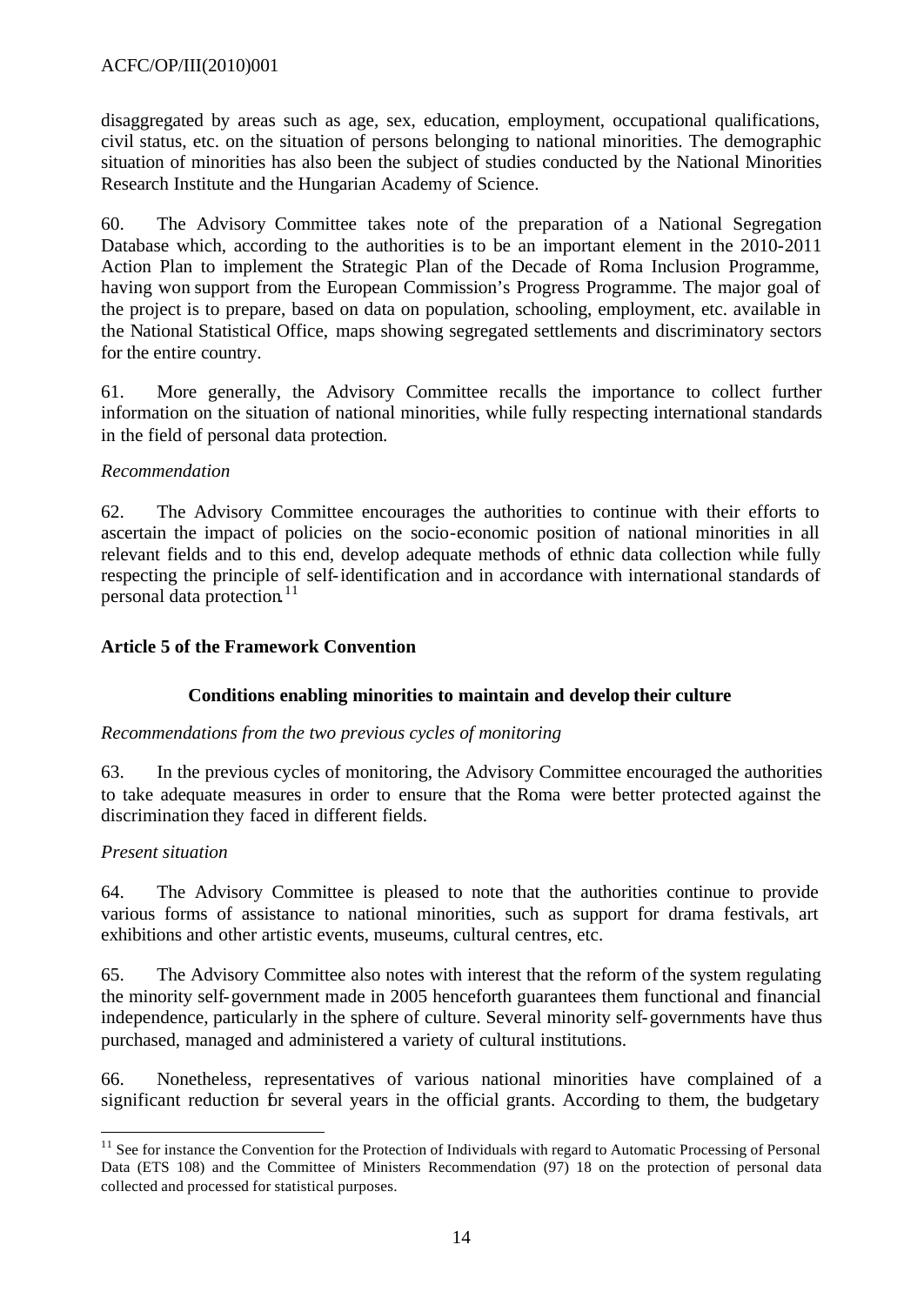disaggregated by areas such as age, sex, education, employment, occupational qualifications, civil status, etc. on the situation of persons belonging to national minorities. The demographic situation of minorities has also been the subject of studies conducted by the National Minorities Research Institute and the Hungarian Academy of Science.

60. The Advisory Committee takes note of the preparation of a National Segregation Database which, according to the authorities is to be an important element in the 2010-2011 Action Plan to implement the Strategic Plan of the Decade of Roma Inclusion Programme, having won support from the European Commission's Progress Programme. The major goal of the project is to prepare, based on data on population, schooling, employment, etc. available in the National Statistical Office, maps showing segregated settlements and discriminatory sectors for the entire country.

61. More generally, the Advisory Committee recalls the importance to collect further information on the situation of national minorities, while fully respecting international standards in the field of personal data protection.

*Recommendation*

62. The Advisory Committee encourages the authorities to continue with their efforts to ascertain the impact of policies on the socio-economic position of national minorities in all relevant fields and to this end, develop adequate methods of ethnic data collection while fully respecting the principle of self-identification and in accordance with international standards of personal data protection.[11]

## Article 5 of the Framework Convention

### Conditions enabling minorities to maintain and develop their culture

*Recommendations from the two previous cycles of monitoring*

63. In the previous cycles of monitoring, the Advisory Committee encouraged the authorities to take adequate measures in order to ensure that the Roma were better protected against the discrimination they faced in different fields.

*Present situation*

64. The Advisory Committee is pleased to note that the authorities continue to provide various forms of assistance to national minorities, such as support for drama festivals, art exhibitions and other artistic events, museums, cultural centres, etc.

65. The Advisory Committee also notes with interest that the reform of the system regulating the minority self-government made in 2005 henceforth guarantees them functional and financial independence, particularly in the sphere of culture. Several minority self-governments have thus purchased, managed and administered a variety of cultural institutions.

66. Nonetheless, representatives of various national minorities have complained of a significant reduction for several years in the official grants. According to them, the budgetary

[11] See for instance the Convention for the Protection of Individuals with regard to Automatic Processing of Personal Data (ETS 108) and the Committee of Ministers Recommendation (97) 18 on the protection of personal data collected and processed for statistical purposes.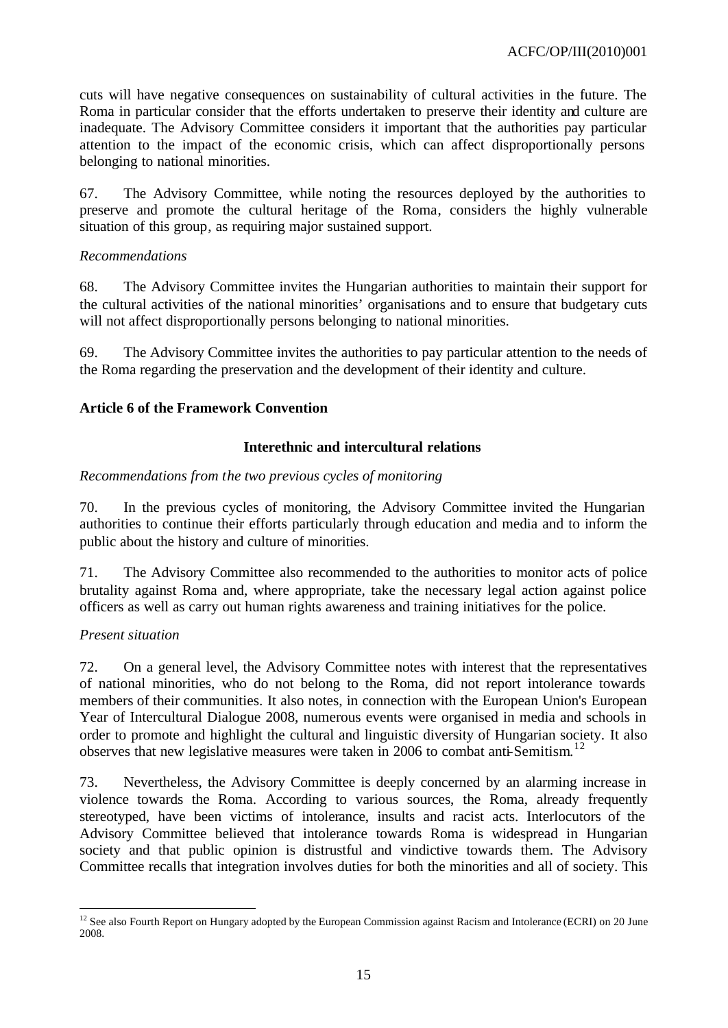cuts will have negative consequences on sustainability of cultural activities in the future. The Roma in particular consider that the efforts undertaken to preserve their identity and culture are inadequate. The Advisory Committee considers it important that the authorities pay particular attention to the impact of the economic crisis, which can affect disproportionally persons belonging to national minorities.

67. The Advisory Committee, while noting the resources deployed by the authorities to preserve and promote the cultural heritage of the Roma, considers the highly vulnerable situation of this group, as requiring major sustained support.

*Recommendations*

68. The Advisory Committee invites the Hungarian authorities to maintain their support for the cultural activities of the national minorities' organisations and to ensure that budgetary cuts will not affect disproportionally persons belonging to national minorities.

69. The Advisory Committee invites the authorities to pay particular attention to the needs of the Roma regarding the preservation and the development of their identity and culture.

### Article 6 of the Framework Convention

#### Interethnic and intercultural relations

*Recommendations from the two previous cycles of monitoring*

70. In the previous cycles of monitoring, the Advisory Committee invited the Hungarian authorities to continue their efforts particularly through education and media and to inform the public about the history and culture of minorities.

71. The Advisory Committee also recommended to the authorities to monitor acts of police brutality against Roma and, where appropriate, take the necessary legal action against police officers as well as carry out human rights awareness and training initiatives for the police.

*Present situation*

72. On a general level, the Advisory Committee notes with interest that the representatives of national minorities, who do not belong to the Roma, did not report intolerance towards members of their communities. It also notes, in connection with the European Union's European Year of Intercultural Dialogue 2008, numerous events were organised in media and schools in order to promote and highlight the cultural and linguistic diversity of Hungarian society. It also observes that new legislative measures were taken in 2006 to combat anti-Semitism.[12]

73. Nevertheless, the Advisory Committee is deeply concerned by an alarming increase in violence towards the Roma. According to various sources, the Roma, already frequently stereotyped, have been victims of intolerance, insults and racist acts. Interlocutors of the Advisory Committee believed that intolerance towards Roma is widespread in Hungarian society and that public opinion is distrustful and vindictive towards them. The Advisory Committee recalls that integration involves duties for both the minorities and all of society. This

---

[12] See also Fourth Report on Hungary adopted by the European Commission against Racism and Intolerance (ECRI) on 20 June 2008.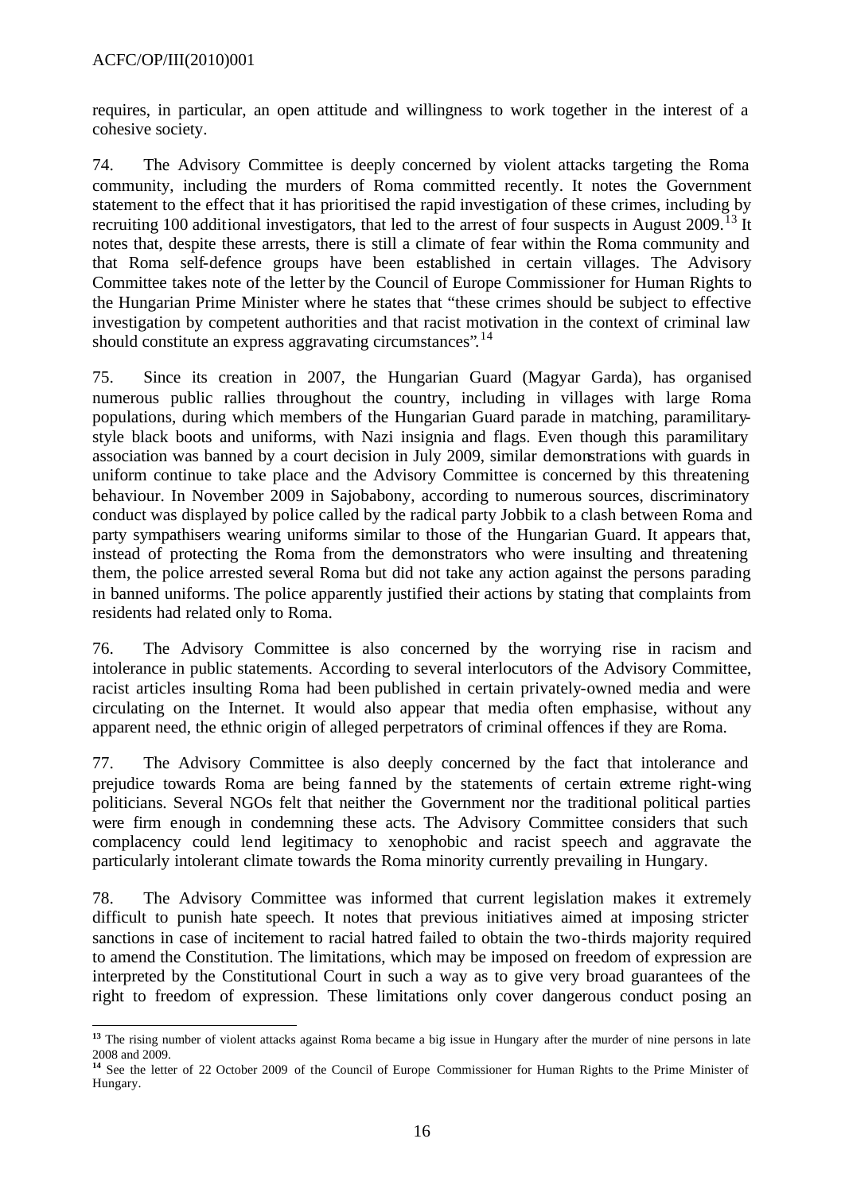requires, in particular, an open attitude and willingness to work together in the interest of a cohesive society.

74. The Advisory Committee is deeply concerned by violent attacks targeting the Roma community, including the murders of Roma committed recently. It notes the Government statement to the effect that it has prioritised the rapid investigation of these crimes, including by recruiting 100 additional investigators, that led to the arrest of four suspects in August 2009.[13] It notes that, despite these arrests, there is still a climate of fear within the Roma community and that Roma self-defence groups have been established in certain villages. The Advisory Committee takes note of the letter by the Council of Europe Commissioner for Human Rights to the Hungarian Prime Minister where he states that "these crimes should be subject to effective investigation by competent authorities and that racist motivation in the context of criminal law should constitute an express aggravating circumstances".[14]

75. Since its creation in 2007, the Hungarian Guard (Magyar Garda), has organised numerous public rallies throughout the country, including in villages with large Roma populations, during which members of the Hungarian Guard parade in matching, paramilitary-style black boots and uniforms, with Nazi insignia and flags. Even though this paramilitary association was banned by a court decision in July 2009, similar demonstrations with guards in uniform continue to take place and the Advisory Committee is concerned by this threatening behaviour. In November 2009 in Sajobabony, according to numerous sources, discriminatory conduct was displayed by police called by the radical party Jobbik to a clash between Roma and party sympathisers wearing uniforms similar to those of the Hungarian Guard. It appears that, instead of protecting the Roma from the demonstrators who were insulting and threatening them, the police arrested several Roma but did not take any action against the persons parading in banned uniforms. The police apparently justified their actions by stating that complaints from residents had related only to Roma.

76. The Advisory Committee is also concerned by the worrying rise in racism and intolerance in public statements. According to several interlocutors of the Advisory Committee, racist articles insulting Roma had been published in certain privately-owned media and were circulating on the Internet. It would also appear that media often emphasise, without any apparent need, the ethnic origin of alleged perpetrators of criminal offences if they are Roma.

77. The Advisory Committee is also deeply concerned by the fact that intolerance and prejudice towards Roma are being fanned by the statements of certain extreme right-wing politicians. Several NGOs felt that neither the Government nor the traditional political parties were firm enough in condemning these acts. The Advisory Committee considers that such complacency could lend legitimacy to xenophobic and racist speech and aggravate the particularly intolerant climate towards the Roma minority currently prevailing in Hungary.

78. The Advisory Committee was informed that current legislation makes it extremely difficult to punish hate speech. It notes that previous initiatives aimed at imposing stricter sanctions in case of incitement to racial hatred failed to obtain the two-thirds majority required to amend the Constitution. The limitations, which may be imposed on freedom of expression are interpreted by the Constitutional Court in such a way as to give very broad guarantees of the right to freedom of expression. These limitations only cover dangerous conduct posing an

---

[13] The rising number of violent attacks against Roma became a big issue in Hungary after the murder of nine persons in late 2008 and 2009.

[14] See the letter of 22 October 2009 of the Council of Europe Commissioner for Human Rights to the Prime Minister of Hungary.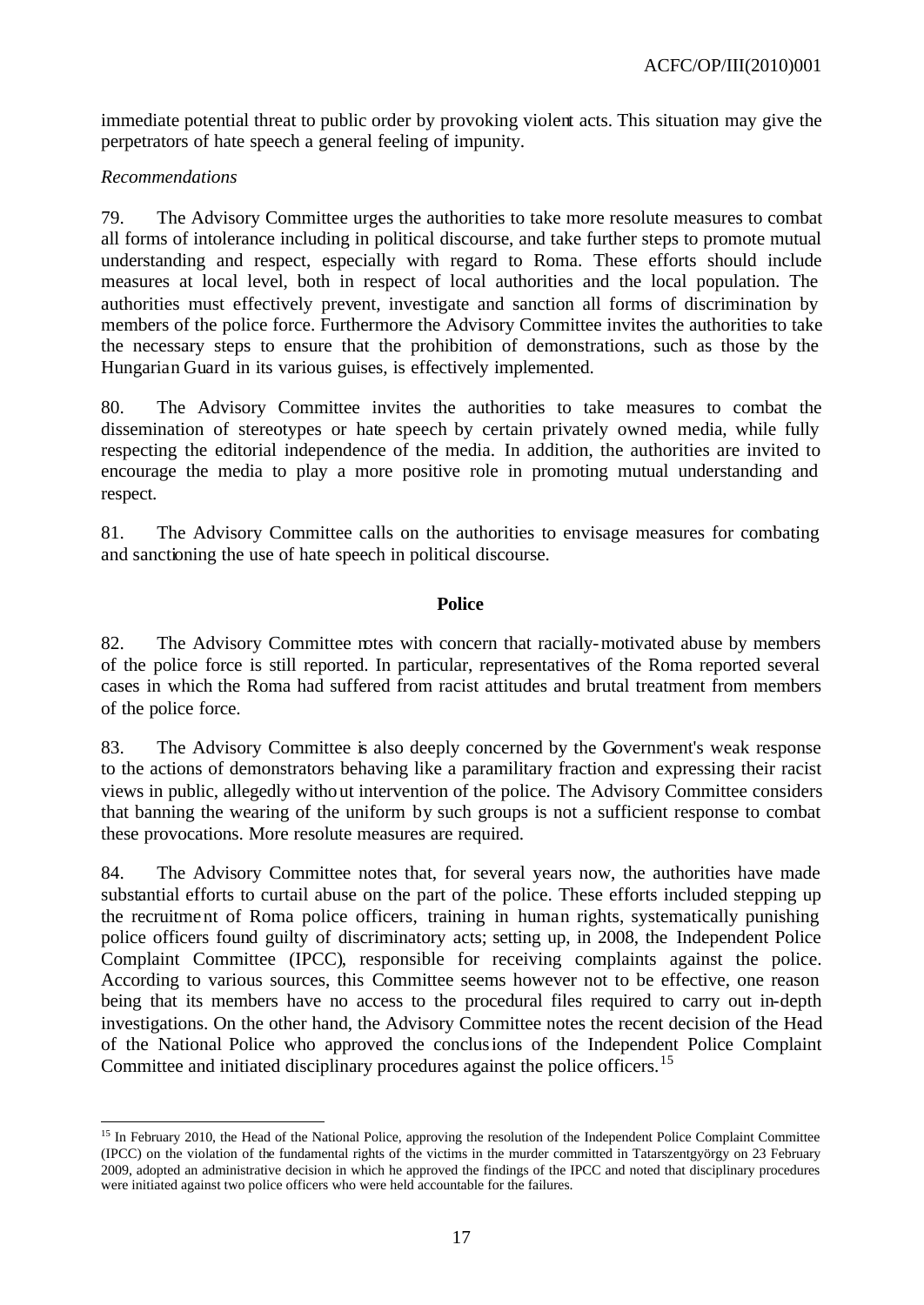immediate potential threat to public order by provoking violent acts. This situation may give the perpetrators of hate speech a general feeling of impunity.

*Recommendations*

79. The Advisory Committee urges the authorities to take more resolute measures to combat all forms of intolerance including in political discourse, and take further steps to promote mutual understanding and respect, especially with regard to Roma. These efforts should include measures at local level, both in respect of local authorities and the local population. The authorities must effectively prevent, investigate and sanction all forms of discrimination by members of the police force. Furthermore the Advisory Committee invites the authorities to take the necessary steps to ensure that the prohibition of demonstrations, such as those by the Hungarian Guard in its various guises, is effectively implemented.

80. The Advisory Committee invites the authorities to take measures to combat the dissemination of stereotypes or hate speech by certain privately owned media, while fully respecting the editorial independence of the media. In addition, the authorities are invited to encourage the media to play a more positive role in promoting mutual understanding and respect.

81. The Advisory Committee calls on the authorities to envisage measures for combating and sanctioning the use of hate speech in political discourse.

**Police**

82. The Advisory Committee notes with concern that racially-motivated abuse by members of the police force is still reported. In particular, representatives of the Roma reported several cases in which the Roma had suffered from racist attitudes and brutal treatment from members of the police force.

83. The Advisory Committee is also deeply concerned by the Government's weak response to the actions of demonstrators behaving like a paramilitary fraction and expressing their racist views in public, allegedly without intervention of the police. The Advisory Committee considers that banning the wearing of the uniform by such groups is not a sufficient response to combat these provocations. More resolute measures are required.

84. The Advisory Committee notes that, for several years now, the authorities have made substantial efforts to curtail abuse on the part of the police. These efforts included stepping up the recruitment of Roma police officers, training in human rights, systematically punishing police officers found guilty of discriminatory acts; setting up, in 2008, the Independent Police Complaint Committee (IPCC), responsible for receiving complaints against the police. According to various sources, this Committee seems however not to be effective, one reason being that its members have no access to the procedural files required to carry out in-depth investigations. On the other hand, the Advisory Committee notes the recent decision of the Head of the National Police who approved the conclusions of the Independent Police Complaint Committee and initiated disciplinary procedures against the police officers.[15]

[15] In February 2010, the Head of the National Police, approving the resolution of the Independent Police Complaint Committee (IPCC) on the violation of the fundamental rights of the victims in the murder committed in Tatarszentgyörgy on 23 February 2009, adopted an administrative decision in which he approved the findings of the IPCC and noted that disciplinary procedures were initiated against two police officers who were held accountable for the failures.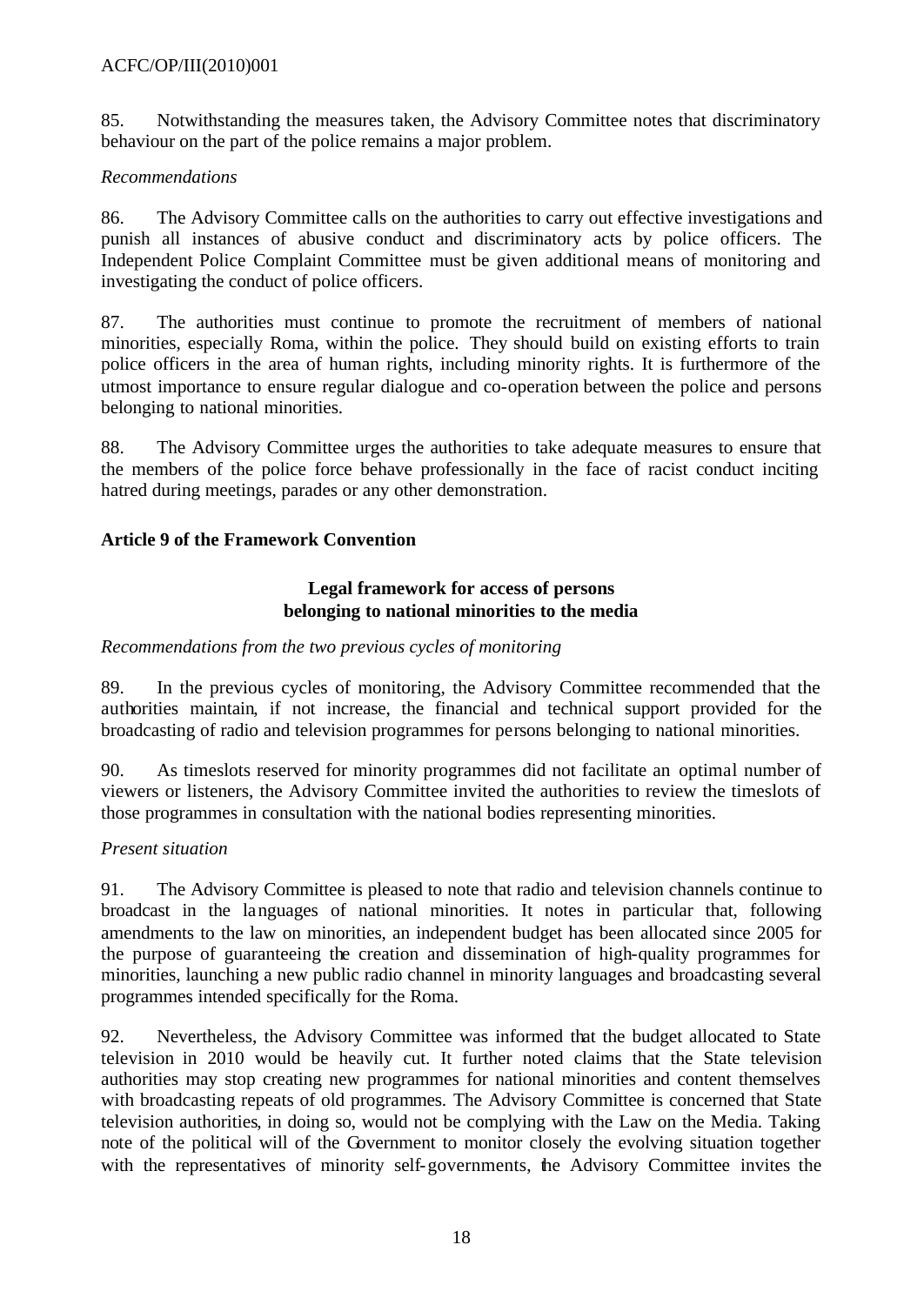85. Notwithstanding the measures taken, the Advisory Committee notes that discriminatory behaviour on the part of the police remains a major problem.

*Recommendations*

86. The Advisory Committee calls on the authorities to carry out effective investigations and punish all instances of abusive conduct and discriminatory acts by police officers. The Independent Police Complaint Committee must be given additional means of monitoring and investigating the conduct of police officers.

87. The authorities must continue to promote the recruitment of members of national minorities, especially Roma, within the police. They should build on existing efforts to train police officers in the area of human rights, including minority rights. It is furthermore of the utmost importance to ensure regular dialogue and co-operation between the police and persons belonging to national minorities.

88. The Advisory Committee urges the authorities to take adequate measures to ensure that the members of the police force behave professionally in the face of racist conduct inciting hatred during meetings, parades or any other demonstration.

### Article 9 of the Framework Convention

#### Legal framework for access of persons belonging to national minorities to the media

*Recommendations from the two previous cycles of monitoring*

89. In the previous cycles of monitoring, the Advisory Committee recommended that the authorities maintain, if not increase, the financial and technical support provided for the broadcasting of radio and television programmes for persons belonging to national minorities.

90. As timeslots reserved for minority programmes did not facilitate an optimal number of viewers or listeners, the Advisory Committee invited the authorities to review the timeslots of those programmes in consultation with the national bodies representing minorities.

*Present situation*

91. The Advisory Committee is pleased to note that radio and television channels continue to broadcast in the languages of national minorities. It notes in particular that, following amendments to the law on minorities, an independent budget has been allocated since 2005 for the purpose of guaranteeing the creation and dissemination of high-quality programmes for minorities, launching a new public radio channel in minority languages and broadcasting several programmes intended specifically for the Roma.

92. Nevertheless, the Advisory Committee was informed that the budget allocated to State television in 2010 would be heavily cut. It further noted claims that the State television authorities may stop creating new programmes for national minorities and content themselves with broadcasting repeats of old programmes. The Advisory Committee is concerned that State television authorities, in doing so, would not be complying with the Law on the Media. Taking note of the political will of the Government to monitor closely the evolving situation together with the representatives of minority self-governments, the Advisory Committee invites the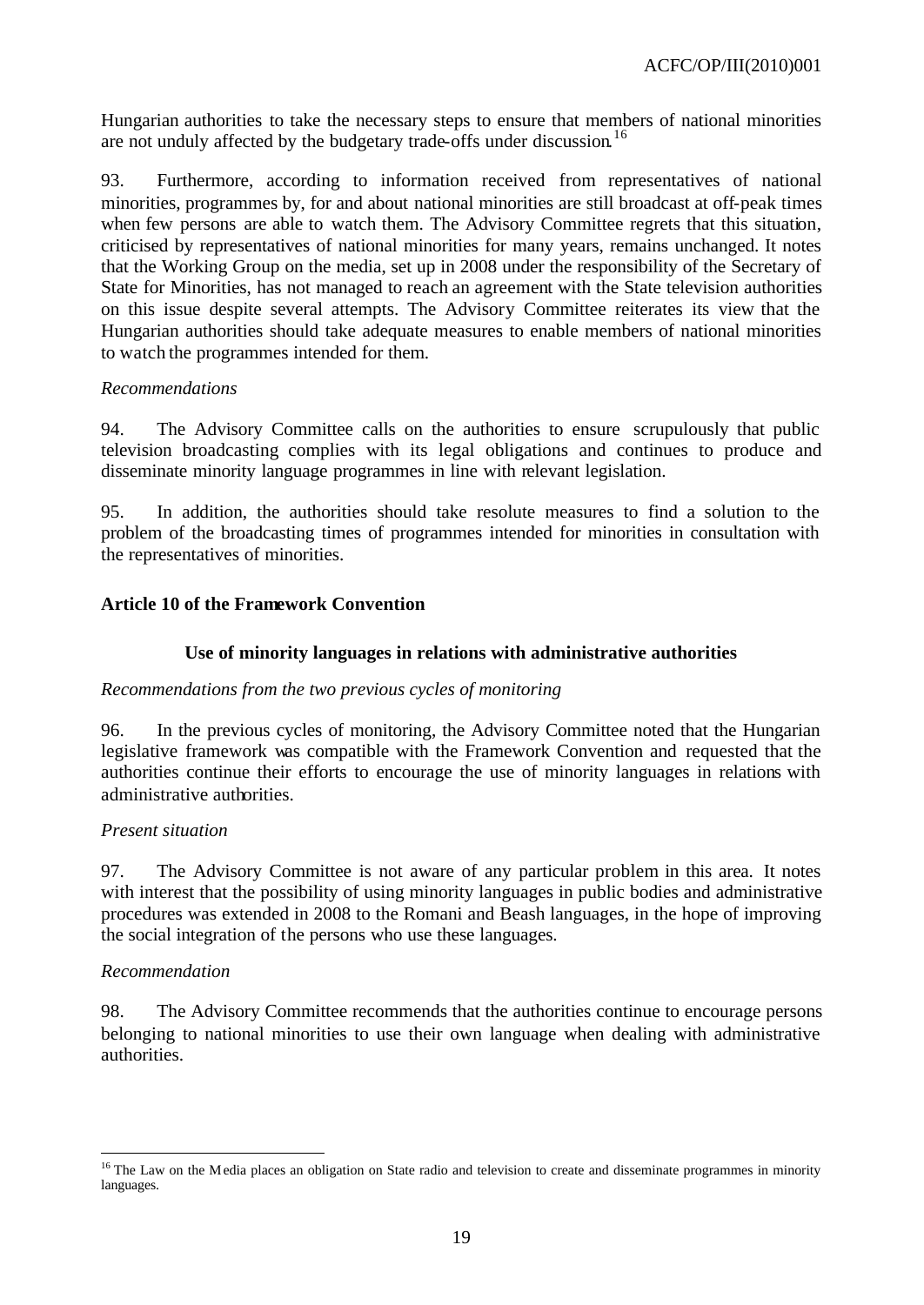Hungarian authorities to take the necessary steps to ensure that members of national minorities are not unduly affected by the budgetary trade-offs under discussion.[16]

93. Furthermore, according to information received from representatives of national minorities, programmes by, for and about national minorities are still broadcast at off-peak times when few persons are able to watch them. The Advisory Committee regrets that this situation, criticised by representatives of national minorities for many years, remains unchanged. It notes that the Working Group on the media, set up in 2008 under the responsibility of the Secretary of State for Minorities, has not managed to reach an agreement with the State television authorities on this issue despite several attempts. The Advisory Committee reiterates its view that the Hungarian authorities should take adequate measures to enable members of national minorities to watch the programmes intended for them.

*Recommendations*

94. The Advisory Committee calls on the authorities to ensure scrupulously that public television broadcasting complies with its legal obligations and continues to produce and disseminate minority language programmes in line with relevant legislation.

95. In addition, the authorities should take resolute measures to find a solution to the problem of the broadcasting times of programmes intended for minorities in consultation with the representatives of minorities.

## Article 10 of the Framework Convention

### Use of minority languages in relations with administrative authorities

*Recommendations from the two previous cycles of monitoring*

96. In the previous cycles of monitoring, the Advisory Committee noted that the Hungarian legislative framework was compatible with the Framework Convention and requested that the authorities continue their efforts to encourage the use of minority languages in relations with administrative authorities.

*Present situation*

97. The Advisory Committee is not aware of any particular problem in this area. It notes with interest that the possibility of using minority languages in public bodies and administrative procedures was extended in 2008 to the Romani and Beash languages, in the hope of improving the social integration of the persons who use these languages.

*Recommendation*

98. The Advisory Committee recommends that the authorities continue to encourage persons belonging to national minorities to use their own language when dealing with administrative authorities.

---

[16] The Law on the Media places an obligation on State radio and television to create and disseminate programmes in minority languages.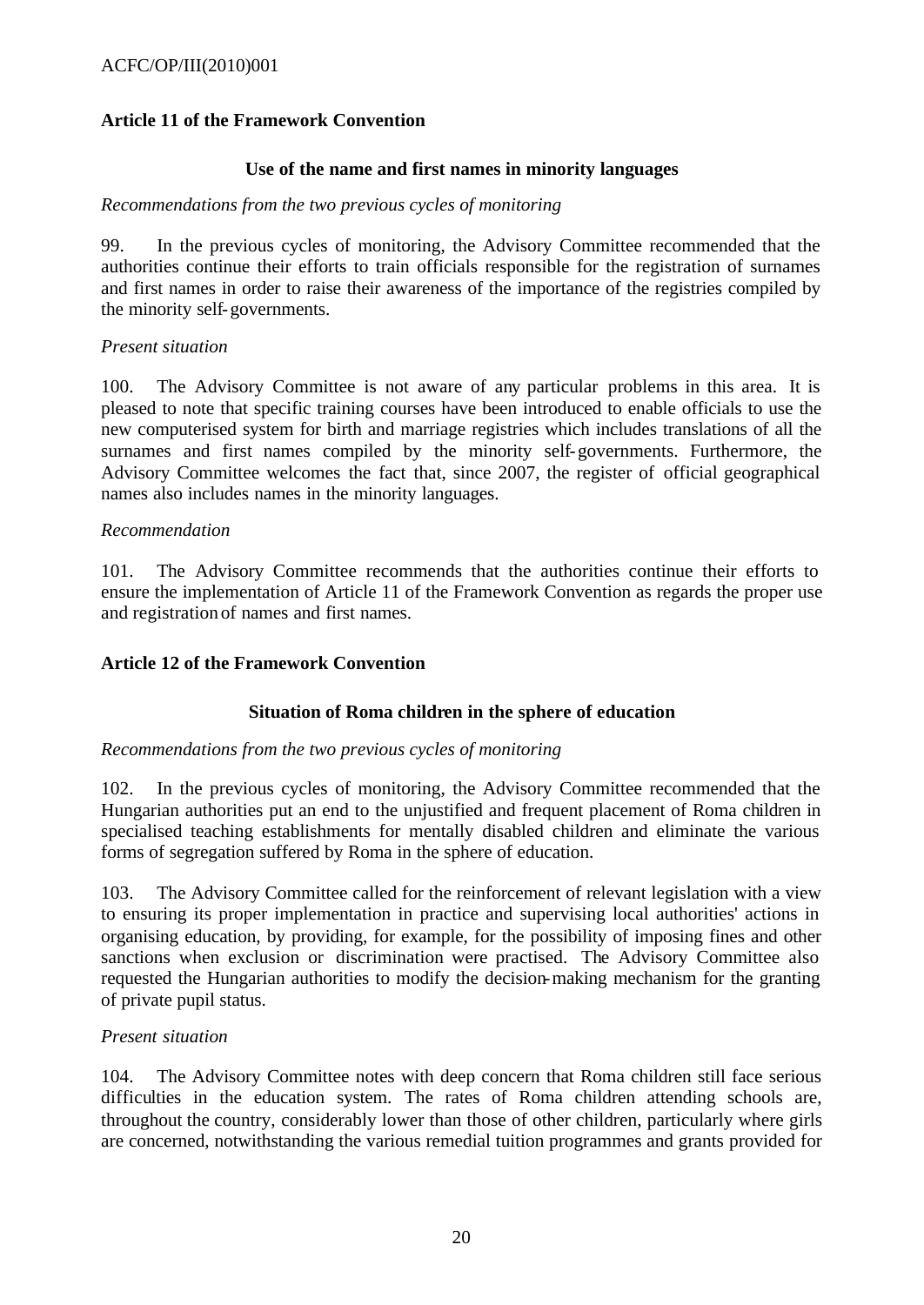### Article 11 of the Framework Convention

#### Use of the name and first names in minority languages

*Recommendations from the two previous cycles of monitoring*

99. In the previous cycles of monitoring, the Advisory Committee recommended that the authorities continue their efforts to train officials responsible for the registration of surnames and first names in order to raise their awareness of the importance of the registries compiled by the minority self-governments.

*Present situation*

100. The Advisory Committee is not aware of any particular problems in this area. It is pleased to note that specific training courses have been introduced to enable officials to use the new computerised system for birth and marriage registries which includes translations of all the surnames and first names compiled by the minority self-governments. Furthermore, the Advisory Committee welcomes the fact that, since 2007, the register of official geographical names also includes names in the minority languages.

*Recommendation*

101. The Advisory Committee recommends that the authorities continue their efforts to ensure the implementation of Article 11 of the Framework Convention as regards the proper use and registration of names and first names.

### Article 12 of the Framework Convention

#### Situation of Roma children in the sphere of education

*Recommendations from the two previous cycles of monitoring*

102. In the previous cycles of monitoring, the Advisory Committee recommended that the Hungarian authorities put an end to the unjustified and frequent placement of Roma children in specialised teaching establishments for mentally disabled children and eliminate the various forms of segregation suffered by Roma in the sphere of education.

103. The Advisory Committee called for the reinforcement of relevant legislation with a view to ensuring its proper implementation in practice and supervising local authorities' actions in organising education, by providing, for example, for the possibility of imposing fines and other sanctions when exclusion or discrimination were practised. The Advisory Committee also requested the Hungarian authorities to modify the decision-making mechanism for the granting of private pupil status.

*Present situation*

104. The Advisory Committee notes with deep concern that Roma children still face serious difficulties in the education system. The rates of Roma children attending schools are, throughout the country, considerably lower than those of other children, particularly where girls are concerned, notwithstanding the various remedial tuition programmes and grants provided for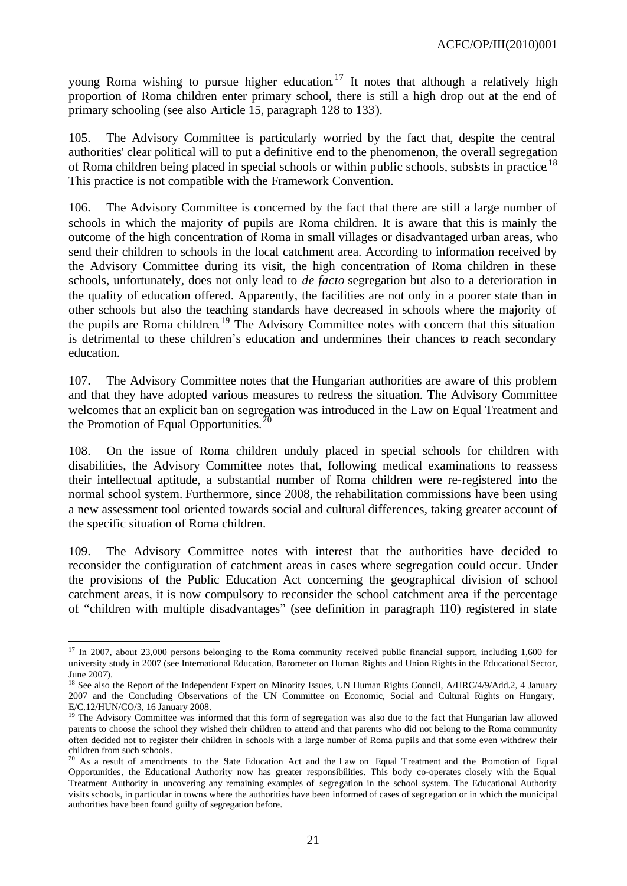young Roma wishing to pursue higher education.[17] It notes that although a relatively high proportion of Roma children enter primary school, there is still a high drop out at the end of primary schooling (see also Article 15, paragraph 128 to 133).

105. The Advisory Committee is particularly worried by the fact that, despite the central authorities' clear political will to put a definitive end to the phenomenon, the overall segregation of Roma children being placed in special schools or within public schools, subsists in practice.[18] This practice is not compatible with the Framework Convention.

106. The Advisory Committee is concerned by the fact that there are still a large number of schools in which the majority of pupils are Roma children. It is aware that this is mainly the outcome of the high concentration of Roma in small villages or disadvantaged urban areas, who send their children to schools in the local catchment area. According to information received by the Advisory Committee during its visit, the high concentration of Roma children in these schools, unfortunately, does not only lead to *de facto* segregation but also to a deterioration in the quality of education offered. Apparently, the facilities are not only in a poorer state than in other schools but also the teaching standards have decreased in schools where the majority of the pupils are Roma children.[19] The Advisory Committee notes with concern that this situation is detrimental to these children's education and undermines their chances to reach secondary education.

107. The Advisory Committee notes that the Hungarian authorities are aware of this problem and that they have adopted various measures to redress the situation. The Advisory Committee welcomes that an explicit ban on segregation was introduced in the Law on Equal Treatment and the Promotion of Equal Opportunities.[20]

108. On the issue of Roma children unduly placed in special schools for children with disabilities, the Advisory Committee notes that, following medical examinations to reassess their intellectual aptitude, a substantial number of Roma children were re-registered into the normal school system. Furthermore, since 2008, the rehabilitation commissions have been using a new assessment tool oriented towards social and cultural differences, taking greater account of the specific situation of Roma children.

109. The Advisory Committee notes with interest that the authorities have decided to reconsider the configuration of catchment areas in cases where segregation could occur. Under the provisions of the Public Education Act concerning the geographical division of school catchment areas, it is now compulsory to reconsider the school catchment area if the percentage of "children with multiple disadvantages" (see definition in paragraph 110) registered in state

---

[17] In 2007, about 23,000 persons belonging to the Roma community received public financial support, including 1,600 for university study in 2007 (see International Education, Barometer on Human Rights and Union Rights in the Educational Sector, June 2007).

[18] See also the Report of the Independent Expert on Minority Issues, UN Human Rights Council, A/HRC/4/9/Add.2, 4 January 2007 and the Concluding Observations of the UN Committee on Economic, Social and Cultural Rights on Hungary, E/C.12/HUN/CO/3, 16 January 2008.

[19] The Advisory Committee was informed that this form of segregation was also due to the fact that Hungarian law allowed parents to choose the school they wished their children to attend and that parents who did not belong to the Roma community often decided not to register their children in schools with a large number of Roma pupils and that some even withdrew their children from such schools.

[20] As a result of amendments to the State Education Act and the Law on Equal Treatment and the Promotion of Equal Opportunities, the Educational Authority now has greater responsibilities. This body co-operates closely with the Equal Treatment Authority in uncovering any remaining examples of segregation in the school system. The Educational Authority visits schools, in particular in towns where the authorities have been informed of cases of segregation or in which the municipal authorities have been found guilty of segregation before.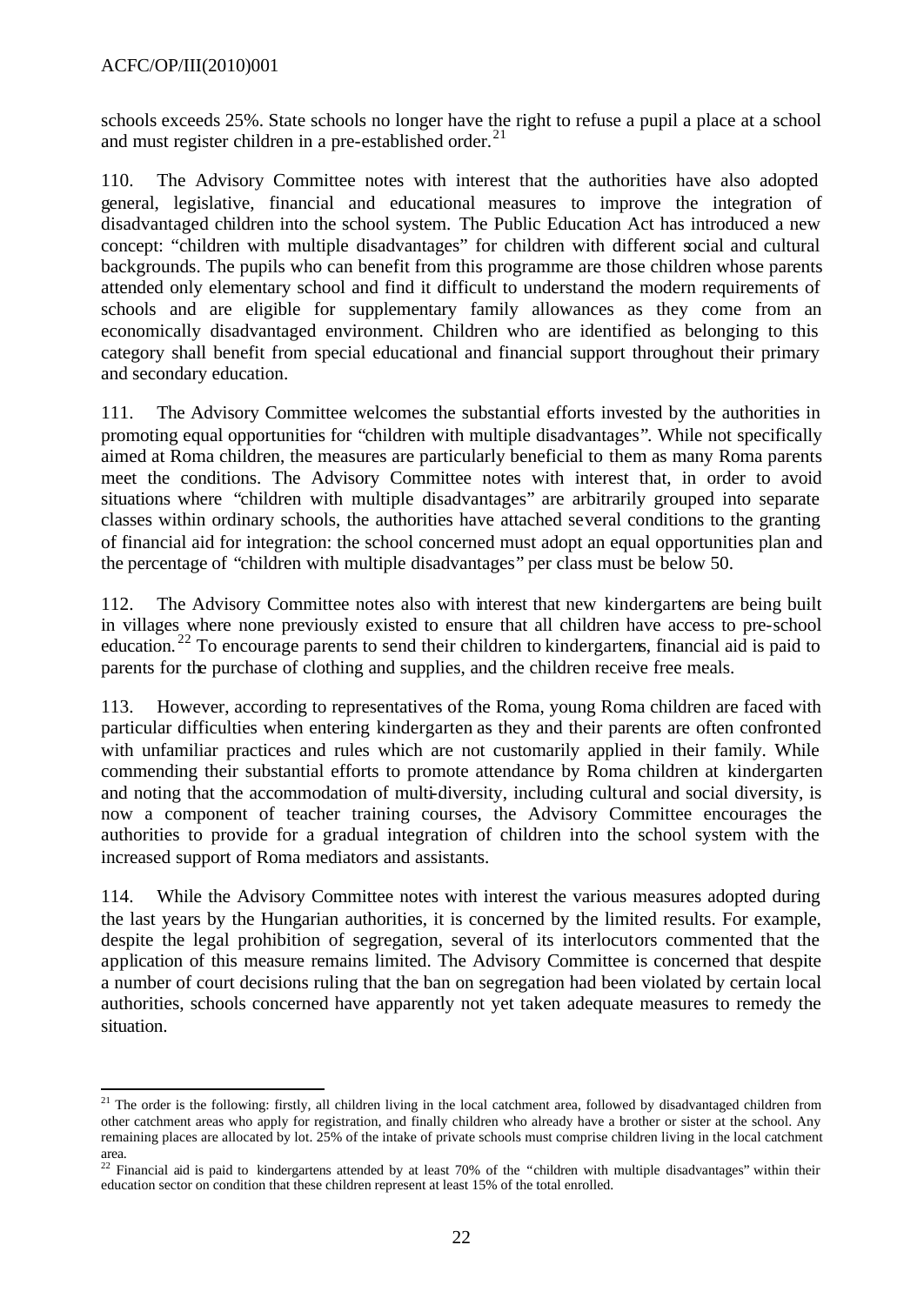schools exceeds 25%. State schools no longer have the right to refuse a pupil a place at a school and must register children in a pre-established order.[21]

110. The Advisory Committee notes with interest that the authorities have also adopted general, legislative, financial and educational measures to improve the integration of disadvantaged children into the school system. The Public Education Act has introduced a new concept: "children with multiple disadvantages" for children with different social and cultural backgrounds. The pupils who can benefit from this programme are those children whose parents attended only elementary school and find it difficult to understand the modern requirements of schools and are eligible for supplementary family allowances as they come from an economically disadvantaged environment. Children who are identified as belonging to this category shall benefit from special educational and financial support throughout their primary and secondary education.

111. The Advisory Committee welcomes the substantial efforts invested by the authorities in promoting equal opportunities for "children with multiple disadvantages". While not specifically aimed at Roma children, the measures are particularly beneficial to them as many Roma parents meet the conditions. The Advisory Committee notes with interest that, in order to avoid situations where "children with multiple disadvantages" are arbitrarily grouped into separate classes within ordinary schools, the authorities have attached several conditions to the granting of financial aid for integration: the school concerned must adopt an equal opportunities plan and the percentage of "children with multiple disadvantages" per class must be below 50.

112. The Advisory Committee notes also with interest that new kindergartens are being built in villages where none previously existed to ensure that all children have access to pre-school education.[22] To encourage parents to send their children to kindergartens, financial aid is paid to parents for the purchase of clothing and supplies, and the children receive free meals.

113. However, according to representatives of the Roma, young Roma children are faced with particular difficulties when entering kindergarten as they and their parents are often confronted with unfamiliar practices and rules which are not customarily applied in their family. While commending their substantial efforts to promote attendance by Roma children at kindergarten and noting that the accommodation of multi-diversity, including cultural and social diversity, is now a component of teacher training courses, the Advisory Committee encourages the authorities to provide for a gradual integration of children into the school system with the increased support of Roma mediators and assistants.

114. While the Advisory Committee notes with interest the various measures adopted during the last years by the Hungarian authorities, it is concerned by the limited results. For example, despite the legal prohibition of segregation, several of its interlocutors commented that the application of this measure remains limited. The Advisory Committee is concerned that despite a number of court decisions ruling that the ban on segregation had been violated by certain local authorities, schools concerned have apparently not yet taken adequate measures to remedy the situation.

---

[21] The order is the following: firstly, all children living in the local catchment area, followed by disadvantaged children from other catchment areas who apply for registration, and finally children who already have a brother or sister at the school. Any remaining places are allocated by lot. 25% of the intake of private schools must comprise children living in the local catchment area.

[22] Financial aid is paid to kindergartens attended by at least 70% of the "children with multiple disadvantages" within their education sector on condition that these children represent at least 15% of the total enrolled.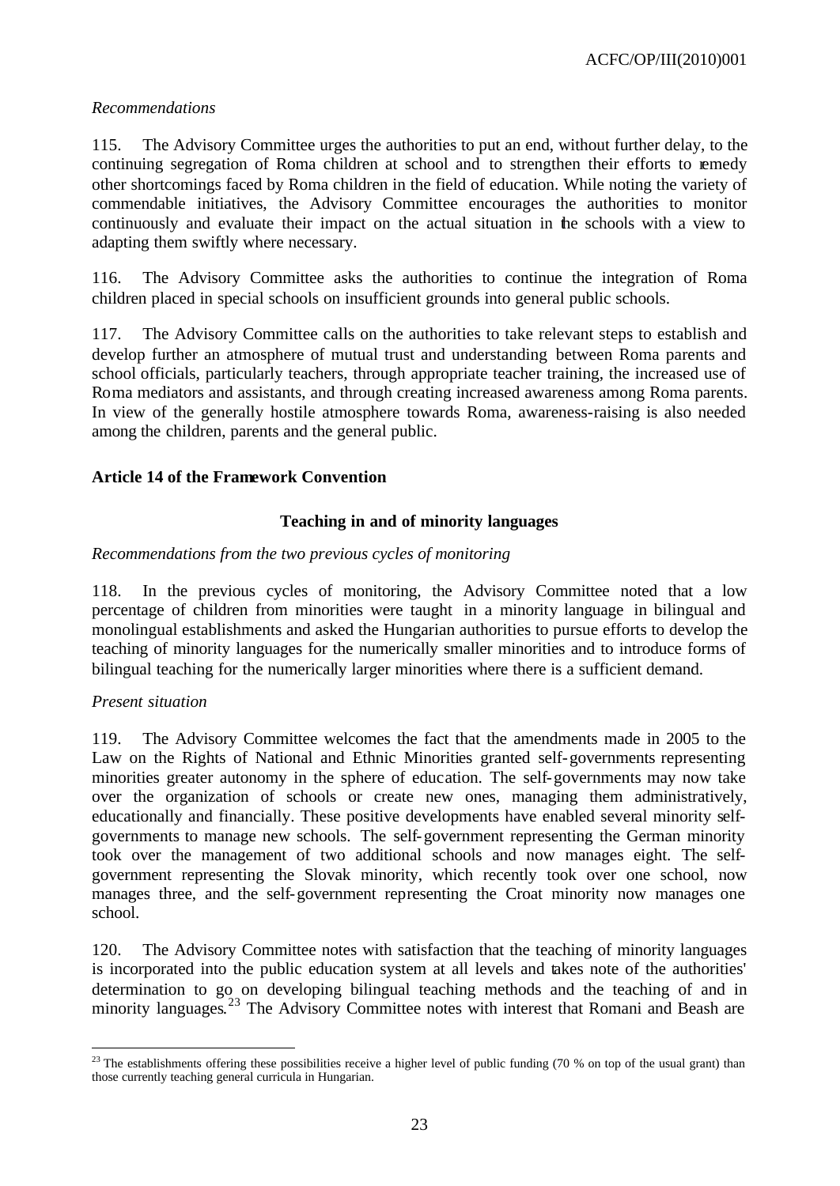*Recommendations*

115. The Advisory Committee urges the authorities to put an end, without further delay, to the continuing segregation of Roma children at school and to strengthen their efforts to remedy other shortcomings faced by Roma children in the field of education. While noting the variety of commendable initiatives, the Advisory Committee encourages the authorities to monitor continuously and evaluate their impact on the actual situation in the schools with a view to adapting them swiftly where necessary.

116. The Advisory Committee asks the authorities to continue the integration of Roma children placed in special schools on insufficient grounds into general public schools.

117. The Advisory Committee calls on the authorities to take relevant steps to establish and develop further an atmosphere of mutual trust and understanding between Roma parents and school officials, particularly teachers, through appropriate teacher training, the increased use of Roma mediators and assistants, and through creating increased awareness among Roma parents. In view of the generally hostile atmosphere towards Roma, awareness-raising is also needed among the children, parents and the general public.

## Article 14 of the Framework Convention

### Teaching in and of minority languages

*Recommendations from the two previous cycles of monitoring*

118. In the previous cycles of monitoring, the Advisory Committee noted that a low percentage of children from minorities were taught in a minority language in bilingual and monolingual establishments and asked the Hungarian authorities to pursue efforts to develop the teaching of minority languages for the numerically smaller minorities and to introduce forms of bilingual teaching for the numerically larger minorities where there is a sufficient demand.

*Present situation*

119. The Advisory Committee welcomes the fact that the amendments made in 2005 to the Law on the Rights of National and Ethnic Minorities granted self-governments representing minorities greater autonomy in the sphere of education. The self-governments may now take over the organization of schools or create new ones, managing them administratively, educationally and financially. These positive developments have enabled several minority self-governments to manage new schools. The self-government representing the German minority took over the management of two additional schools and now manages eight. The self-government representing the Slovak minority, which recently took over one school, now manages three, and the self-government representing the Croat minority now manages one school.

120. The Advisory Committee notes with satisfaction that the teaching of minority languages is incorporated into the public education system at all levels and takes note of the authorities' determination to go on developing bilingual teaching methods and the teaching of and in minority languages.[23] The Advisory Committee notes with interest that Romani and Beash are

---

[23] The establishments offering these possibilities receive a higher level of public funding (70 % on top of the usual grant) than those currently teaching general curricula in Hungarian.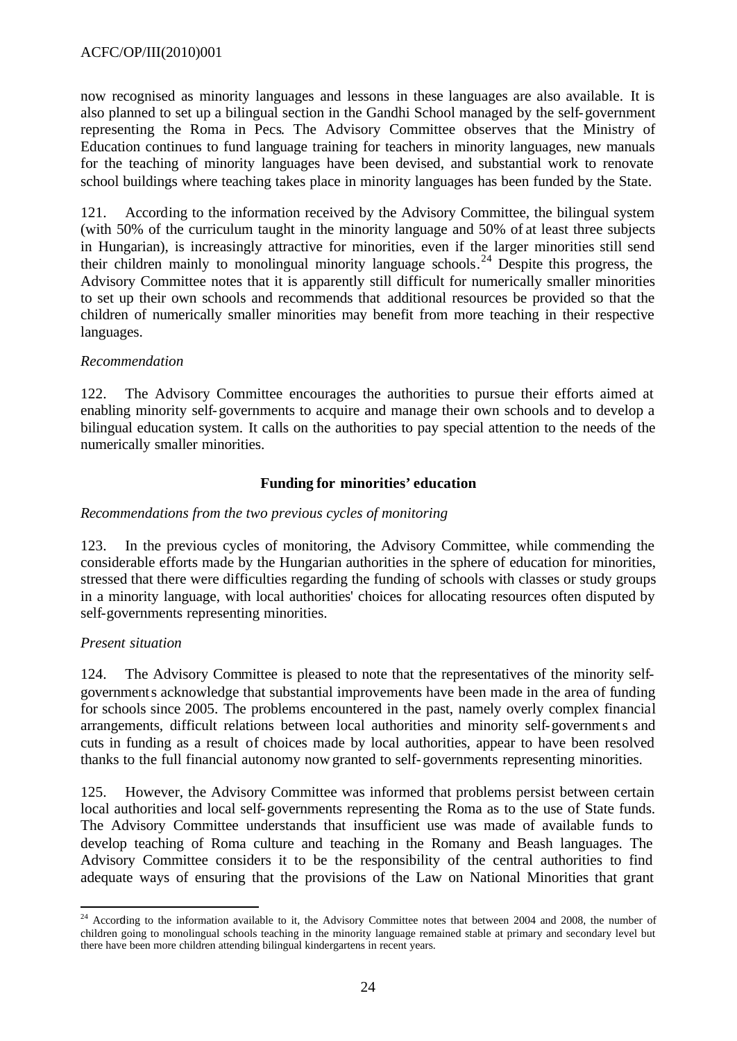now recognised as minority languages and lessons in these languages are also available. It is also planned to set up a bilingual section in the Gandhi School managed by the self-government representing the Roma in Pecs. The Advisory Committee observes that the Ministry of Education continues to fund language training for teachers in minority languages, new manuals for the teaching of minority languages have been devised, and substantial work to renovate school buildings where teaching takes place in minority languages has been funded by the State.

121. According to the information received by the Advisory Committee, the bilingual system (with 50% of the curriculum taught in the minority language and 50% of at least three subjects in Hungarian), is increasingly attractive for minorities, even if the larger minorities still send their children mainly to monolingual minority language schools.[24] Despite this progress, the Advisory Committee notes that it is apparently still difficult for numerically smaller minorities to set up their own schools and recommends that additional resources be provided so that the children of numerically smaller minorities may benefit from more teaching in their respective languages.

*Recommendation*

122. The Advisory Committee encourages the authorities to pursue their efforts aimed at enabling minority self-governments to acquire and manage their own schools and to develop a bilingual education system. It calls on the authorities to pay special attention to the needs of the numerically smaller minorities.

**Funding for minorities' education**

*Recommendations from the two previous cycles of monitoring*

123. In the previous cycles of monitoring, the Advisory Committee, while commending the considerable efforts made by the Hungarian authorities in the sphere of education for minorities, stressed that there were difficulties regarding the funding of schools with classes or study groups in a minority language, with local authorities' choices for allocating resources often disputed by self-governments representing minorities.

*Present situation*

124. The Advisory Committee is pleased to note that the representatives of the minority self-governments acknowledge that substantial improvements have been made in the area of funding for schools since 2005. The problems encountered in the past, namely overly complex financial arrangements, difficult relations between local authorities and minority self-governments and cuts in funding as a result of choices made by local authorities, appear to have been resolved thanks to the full financial autonomy now granted to self-governments representing minorities.

125. However, the Advisory Committee was informed that problems persist between certain local authorities and local self-governments representing the Roma as to the use of State funds. The Advisory Committee understands that insufficient use was made of available funds to develop teaching of Roma culture and teaching in the Romany and Beash languages. The Advisory Committee considers it to be the responsibility of the central authorities to find adequate ways of ensuring that the provisions of the Law on National Minorities that grant

---

[24] According to the information available to it, the Advisory Committee notes that between 2004 and 2008, the number of children going to monolingual schools teaching in the minority language remained stable at primary and secondary level but there have been more children attending bilingual kindergartens in recent years.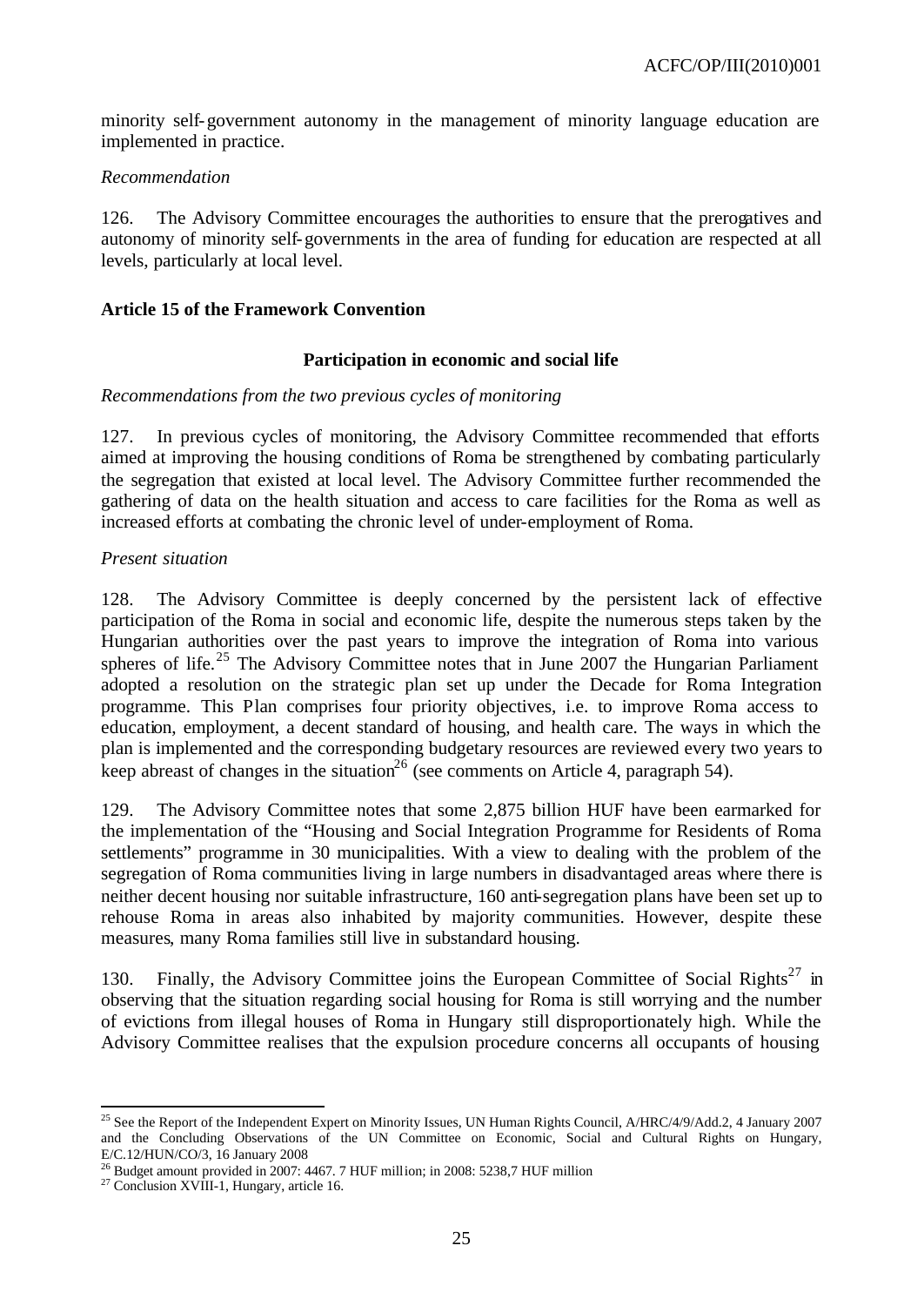minority self-government autonomy in the management of minority language education are implemented in practice.

*Recommendation*

126. The Advisory Committee encourages the authorities to ensure that the prerogatives and autonomy of minority self-governments in the area of funding for education are respected at all levels, particularly at local level.

### Article 15 of the Framework Convention

#### Participation in economic and social life

*Recommendations from the two previous cycles of monitoring*

127. In previous cycles of monitoring, the Advisory Committee recommended that efforts aimed at improving the housing conditions of Roma be strengthened by combating particularly the segregation that existed at local level. The Advisory Committee further recommended the gathering of data on the health situation and access to care facilities for the Roma as well as increased efforts at combating the chronic level of under-employment of Roma.

*Present situation*

128. The Advisory Committee is deeply concerned by the persistent lack of effective participation of the Roma in social and economic life, despite the numerous steps taken by the Hungarian authorities over the past years to improve the integration of Roma into various spheres of life.[25] The Advisory Committee notes that in June 2007 the Hungarian Parliament adopted a resolution on the strategic plan set up under the Decade for Roma Integration programme. This Plan comprises four priority objectives, i.e. to improve Roma access to education, employment, a decent standard of housing, and health care. The ways in which the plan is implemented and the corresponding budgetary resources are reviewed every two years to keep abreast of changes in the situation[26] (see comments on Article 4, paragraph 54).

129. The Advisory Committee notes that some 2,875 billion HUF have been earmarked for the implementation of the "Housing and Social Integration Programme for Residents of Roma settlements" programme in 30 municipalities. With a view to dealing with the problem of the segregation of Roma communities living in large numbers in disadvantaged areas where there is neither decent housing nor suitable infrastructure, 160 anti-segregation plans have been set up to rehouse Roma in areas also inhabited by majority communities. However, despite these measures, many Roma families still live in substandard housing.

130. Finally, the Advisory Committee joins the European Committee of Social Rights[27] in observing that the situation regarding social housing for Roma is still worrying and the number of evictions from illegal houses of Roma in Hungary still disproportionately high. While the Advisory Committee realises that the expulsion procedure concerns all occupants of housing

---

[25] See the Report of the Independent Expert on Minority Issues, UN Human Rights Council, A/HRC/4/9/Add.2, 4 January 2007 and the Concluding Observations of the UN Committee on Economic, Social and Cultural Rights on Hungary, E/C.12/HUN/CO/3, 16 January 2008

[26] Budget amount provided in 2007: 4467. 7 HUF million; in 2008: 5238,7 HUF million

[27] Conclusion XVIII-1, Hungary, article 16.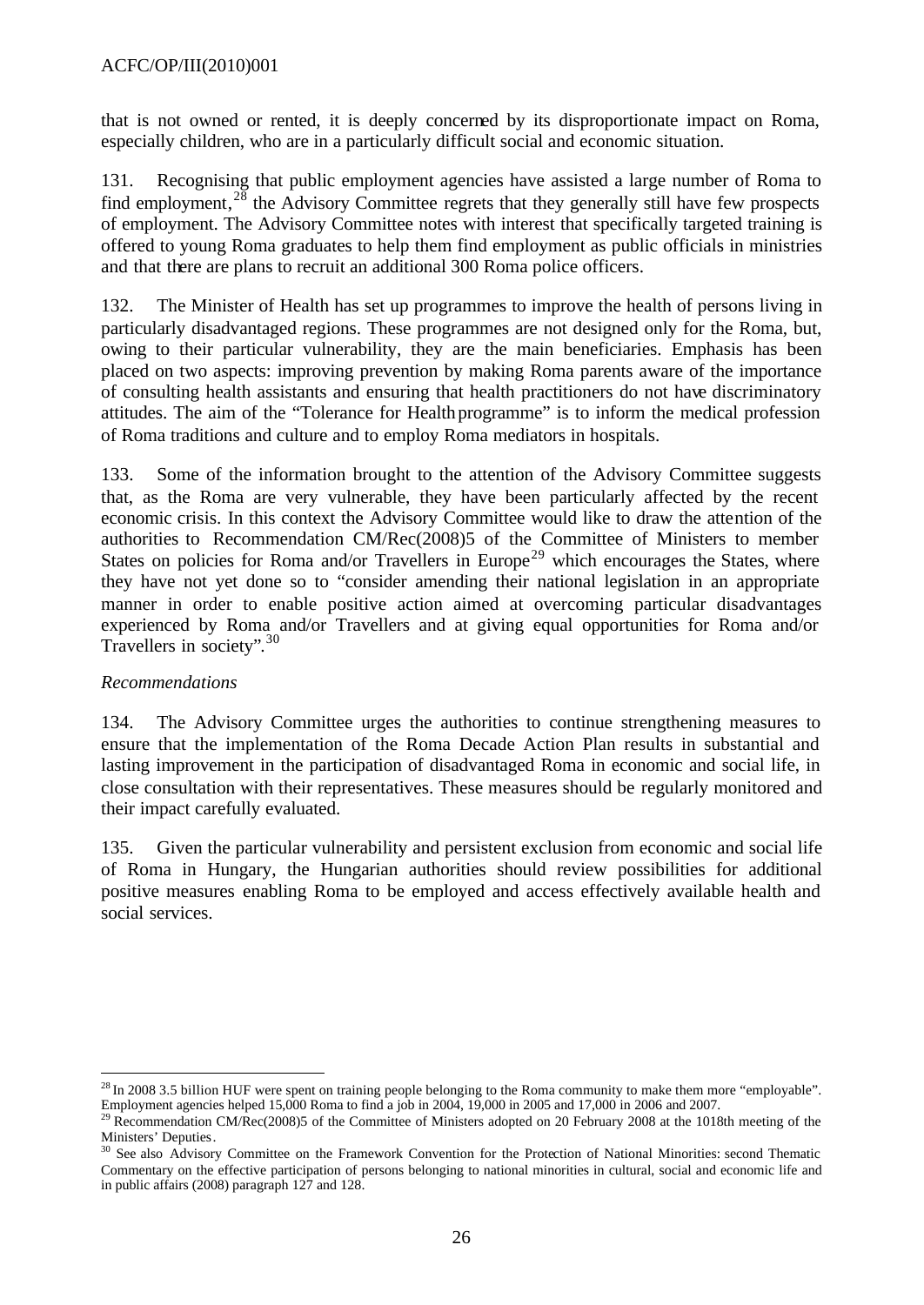that is not owned or rented, it is deeply concerned by its disproportionate impact on Roma, especially children, who are in a particularly difficult social and economic situation.

131. Recognising that public employment agencies have assisted a large number of Roma to find employment,[28] the Advisory Committee regrets that they generally still have few prospects of employment. The Advisory Committee notes with interest that specifically targeted training is offered to young Roma graduates to help them find employment as public officials in ministries and that there are plans to recruit an additional 300 Roma police officers.

132. The Minister of Health has set up programmes to improve the health of persons living in particularly disadvantaged regions. These programmes are not designed only for the Roma, but, owing to their particular vulnerability, they are the main beneficiaries. Emphasis has been placed on two aspects: improving prevention by making Roma parents aware of the importance of consulting health assistants and ensuring that health practitioners do not have discriminatory attitudes. The aim of the "Tolerance for Health programme" is to inform the medical profession of Roma traditions and culture and to employ Roma mediators in hospitals.

133. Some of the information brought to the attention of the Advisory Committee suggests that, as the Roma are very vulnerable, they have been particularly affected by the recent economic crisis. In this context the Advisory Committee would like to draw the attention of the authorities to Recommendation CM/Rec(2008)5 of the Committee of Ministers to member States on policies for Roma and/or Travellers in Europe[29] which encourages the States, where they have not yet done so to "consider amending their national legislation in an appropriate manner in order to enable positive action aimed at overcoming particular disadvantages experienced by Roma and/or Travellers and at giving equal opportunities for Roma and/or Travellers in society".[30]

*Recommendations*

134. The Advisory Committee urges the authorities to continue strengthening measures to ensure that the implementation of the Roma Decade Action Plan results in substantial and lasting improvement in the participation of disadvantaged Roma in economic and social life, in close consultation with their representatives. These measures should be regularly monitored and their impact carefully evaluated.

135. Given the particular vulnerability and persistent exclusion from economic and social life of Roma in Hungary, the Hungarian authorities should review possibilities for additional positive measures enabling Roma to be employed and access effectively available health and social services.

---

[28] In 2008 3.5 billion HUF were spent on training people belonging to the Roma community to make them more "employable". Employment agencies helped 15,000 Roma to find a job in 2004, 19,000 in 2005 and 17,000 in 2006 and 2007.

[29] Recommendation CM/Rec(2008)5 of the Committee of Ministers adopted on 20 February 2008 at the 1018th meeting of the Ministers' Deputies.

[30] See also Advisory Committee on the Framework Convention for the Protection of National Minorities: second Thematic Commentary on the effective participation of persons belonging to national minorities in cultural, social and economic life and in public affairs (2008) paragraph 127 and 128.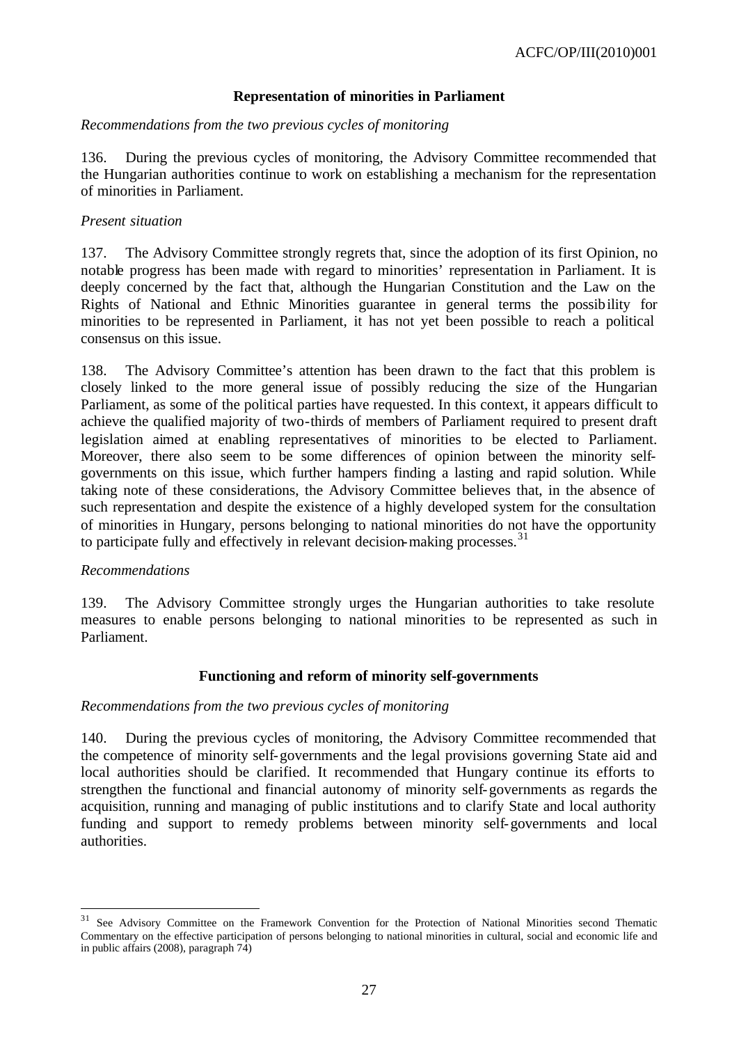### Representation of minorities in Parliament

*Recommendations from the two previous cycles of monitoring*

136. During the previous cycles of monitoring, the Advisory Committee recommended that the Hungarian authorities continue to work on establishing a mechanism for the representation of minorities in Parliament.

*Present situation*

137. The Advisory Committee strongly regrets that, since the adoption of its first Opinion, no notable progress has been made with regard to minorities' representation in Parliament. It is deeply concerned by the fact that, although the Hungarian Constitution and the Law on the Rights of National and Ethnic Minorities guarantee in general terms the possibility for minorities to be represented in Parliament, it has not yet been possible to reach a political consensus on this issue.

138. The Advisory Committee's attention has been drawn to the fact that this problem is closely linked to the more general issue of possibly reducing the size of the Hungarian Parliament, as some of the political parties have requested. In this context, it appears difficult to achieve the qualified majority of two-thirds of members of Parliament required to present draft legislation aimed at enabling representatives of minorities to be elected to Parliament. Moreover, there also seem to be some differences of opinion between the minority self-governments on this issue, which further hampers finding a lasting and rapid solution. While taking note of these considerations, the Advisory Committee believes that, in the absence of such representation and despite the existence of a highly developed system for the consultation of minorities in Hungary, persons belonging to national minorities do not have the opportunity to participate fully and effectively in relevant decision-making processes.[31]

*Recommendations*

139. The Advisory Committee strongly urges the Hungarian authorities to take resolute measures to enable persons belonging to national minorities to be represented as such in Parliament.

### Functioning and reform of minority self-governments

*Recommendations from the two previous cycles of monitoring*

140. During the previous cycles of monitoring, the Advisory Committee recommended that the competence of minority self-governments and the legal provisions governing State aid and local authorities should be clarified. It recommended that Hungary continue its efforts to strengthen the functional and financial autonomy of minority self-governments as regards the acquisition, running and managing of public institutions and to clarify State and local authority funding and support to remedy problems between minority self-governments and local authorities.

---

[31] See Advisory Committee on the Framework Convention for the Protection of National Minorities second Thematic Commentary on the effective participation of persons belonging to national minorities in cultural, social and economic life and in public affairs (2008), paragraph 74)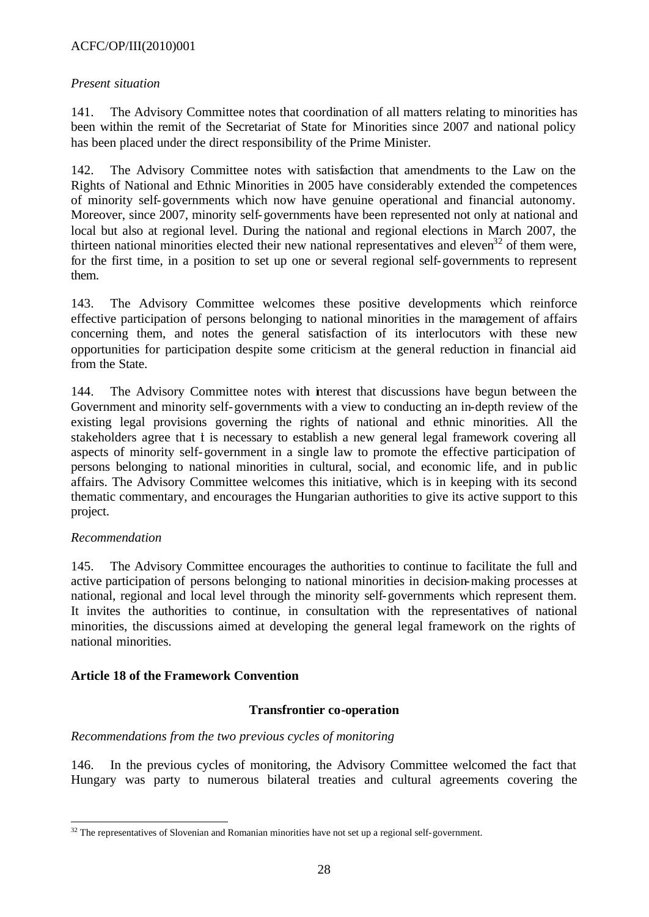*Present situation*

141. The Advisory Committee notes that coordination of all matters relating to minorities has been within the remit of the Secretariat of State for Minorities since 2007 and national policy has been placed under the direct responsibility of the Prime Minister.

142. The Advisory Committee notes with satisfaction that amendments to the Law on the Rights of National and Ethnic Minorities in 2005 have considerably extended the competences of minority self-governments which now have genuine operational and financial autonomy. Moreover, since 2007, minority self-governments have been represented not only at national and local but also at regional level. During the national and regional elections in March 2007, the thirteen national minorities elected their new national representatives and eleven[32] of them were, for the first time, in a position to set up one or several regional self-governments to represent them.

143. The Advisory Committee welcomes these positive developments which reinforce effective participation of persons belonging to national minorities in the management of affairs concerning them, and notes the general satisfaction of its interlocutors with these new opportunities for participation despite some criticism at the general reduction in financial aid from the State.

144. The Advisory Committee notes with interest that discussions have begun between the Government and minority self-governments with a view to conducting an in-depth review of the existing legal provisions governing the rights of national and ethnic minorities. All the stakeholders agree that it is necessary to establish a new general legal framework covering all aspects of minority self-government in a single law to promote the effective participation of persons belonging to national minorities in cultural, social, and economic life, and in public affairs. The Advisory Committee welcomes this initiative, which is in keeping with its second thematic commentary, and encourages the Hungarian authorities to give its active support to this project.

*Recommendation*

145. The Advisory Committee encourages the authorities to continue to facilitate the full and active participation of persons belonging to national minorities in decision-making processes at national, regional and local level through the minority self-governments which represent them. It invites the authorities to continue, in consultation with the representatives of national minorities, the discussions aimed at developing the general legal framework on the rights of national minorities.

## Article 18 of the Framework Convention

### Transfrontier co-operation

*Recommendations from the two previous cycles of monitoring*

146. In the previous cycles of monitoring, the Advisory Committee welcomed the fact that Hungary was party to numerous bilateral treaties and cultural agreements covering the

---

[32] The representatives of Slovenian and Romanian minorities have not set up a regional self-government.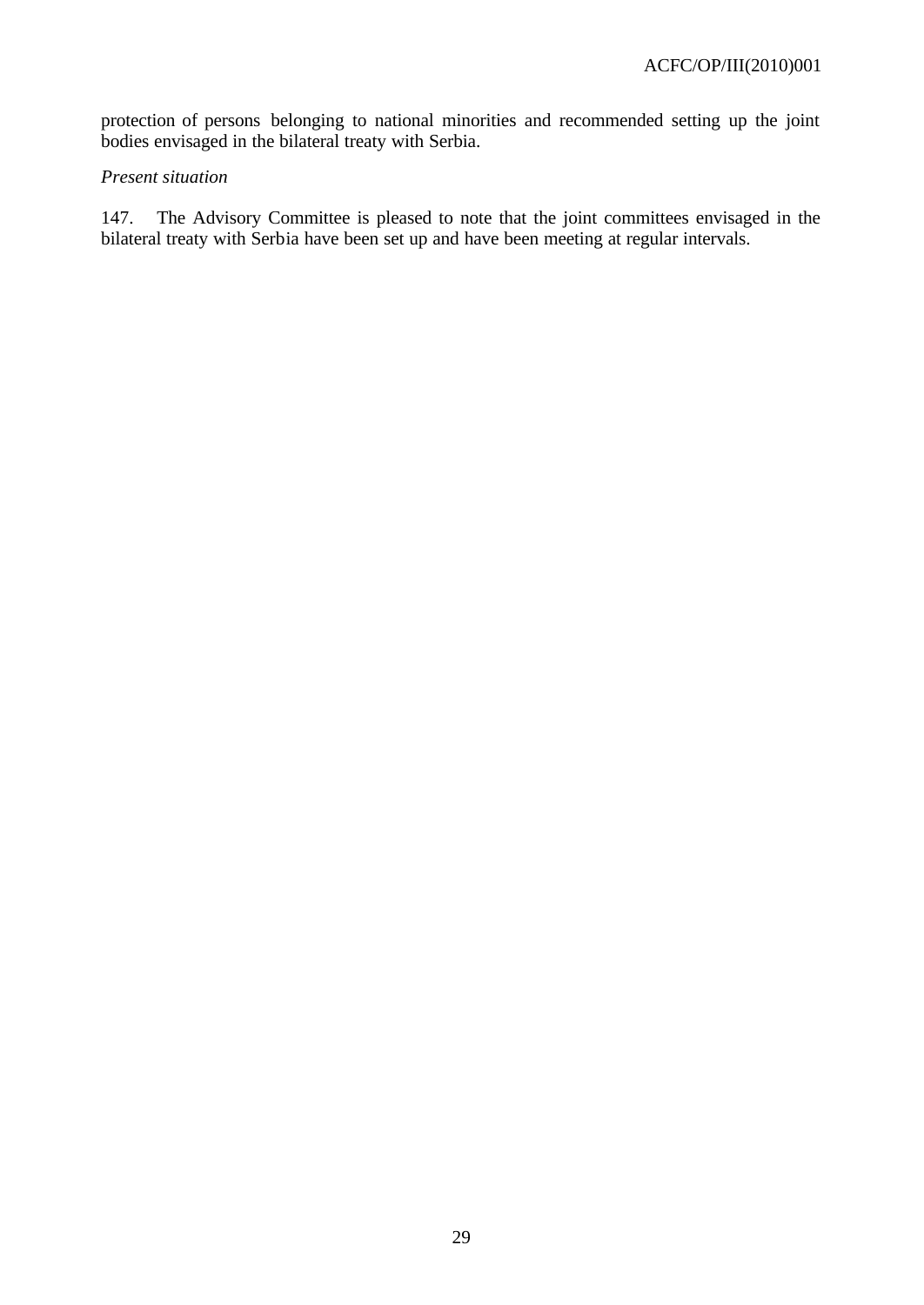protection of persons belonging to national minorities and recommended setting up the joint bodies envisaged in the bilateral treaty with Serbia.

*Present situation*

147. The Advisory Committee is pleased to note that the joint committees envisaged in the bilateral treaty with Serbia have been set up and have been meeting at regular intervals.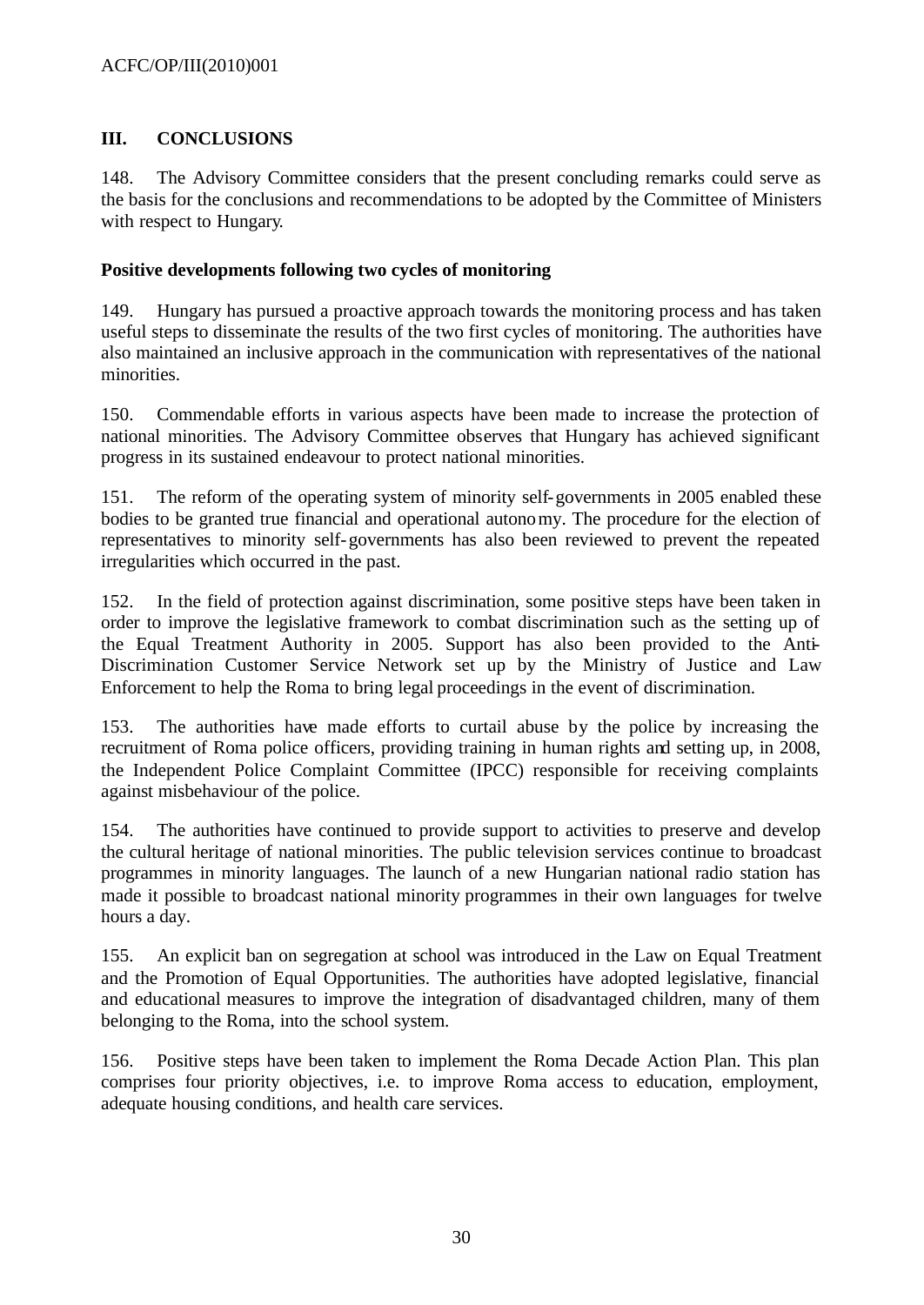## III. CONCLUSIONS

148. The Advisory Committee considers that the present concluding remarks could serve as the basis for the conclusions and recommendations to be adopted by the Committee of Ministers with respect to Hungary.

### Positive developments following two cycles of monitoring

149. Hungary has pursued a proactive approach towards the monitoring process and has taken useful steps to disseminate the results of the two first cycles of monitoring. The authorities have also maintained an inclusive approach in the communication with representatives of the national minorities.

150. Commendable efforts in various aspects have been made to increase the protection of national minorities. The Advisory Committee observes that Hungary has achieved significant progress in its sustained endeavour to protect national minorities.

151. The reform of the operating system of minority self-governments in 2005 enabled these bodies to be granted true financial and operational autonomy. The procedure for the election of representatives to minority self-governments has also been reviewed to prevent the repeated irregularities which occurred in the past.

152. In the field of protection against discrimination, some positive steps have been taken in order to improve the legislative framework to combat discrimination such as the setting up of the Equal Treatment Authority in 2005. Support has also been provided to the Anti-Discrimination Customer Service Network set up by the Ministry of Justice and Law Enforcement to help the Roma to bring legal proceedings in the event of discrimination.

153. The authorities have made efforts to curtail abuse by the police by increasing the recruitment of Roma police officers, providing training in human rights and setting up, in 2008, the Independent Police Complaint Committee (IPCC) responsible for receiving complaints against misbehaviour of the police.

154. The authorities have continued to provide support to activities to preserve and develop the cultural heritage of national minorities. The public television services continue to broadcast programmes in minority languages. The launch of a new Hungarian national radio station has made it possible to broadcast national minority programmes in their own languages for twelve hours a day.

155. An explicit ban on segregation at school was introduced in the Law on Equal Treatment and the Promotion of Equal Opportunities. The authorities have adopted legislative, financial and educational measures to improve the integration of disadvantaged children, many of them belonging to the Roma, into the school system.

156. Positive steps have been taken to implement the Roma Decade Action Plan. This plan comprises four priority objectives, i.e. to improve Roma access to education, employment, adequate housing conditions, and health care services.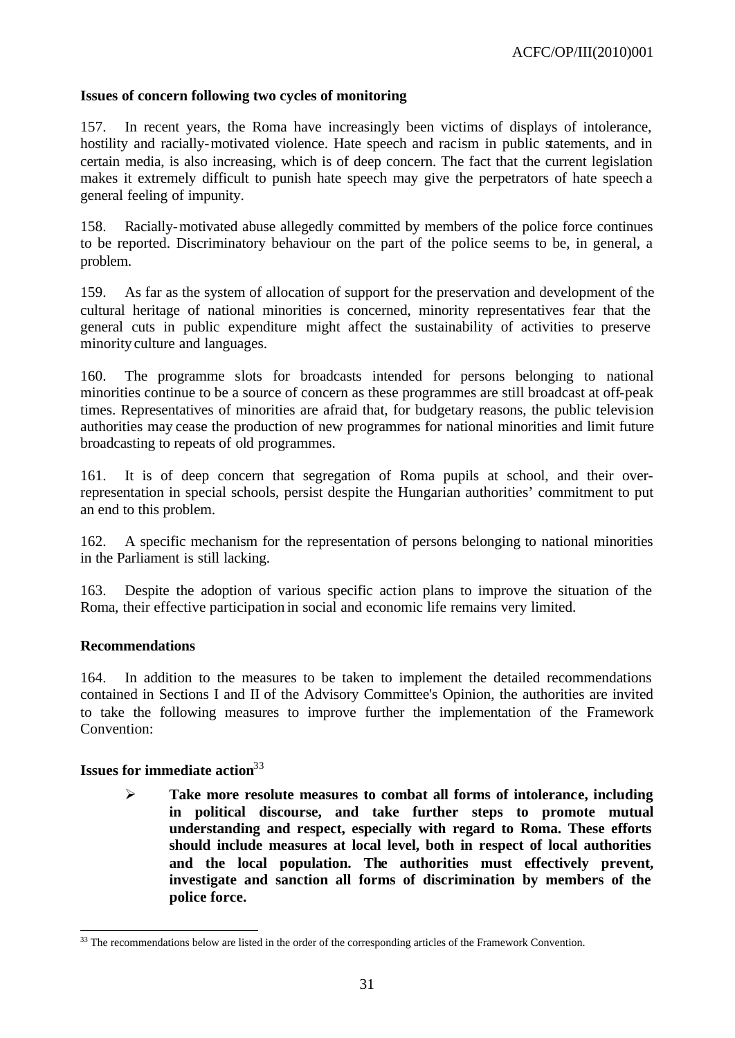### Issues of concern following two cycles of monitoring

157. In recent years, the Roma have increasingly been victims of displays of intolerance, hostility and racially-motivated violence. Hate speech and racism in public statements, and in certain media, is also increasing, which is of deep concern. The fact that the current legislation makes it extremely difficult to punish hate speech may give the perpetrators of hate speech a general feeling of impunity.

158. Racially-motivated abuse allegedly committed by members of the police force continues to be reported. Discriminatory behaviour on the part of the police seems to be, in general, a problem.

159. As far as the system of allocation of support for the preservation and development of the cultural heritage of national minorities is concerned, minority representatives fear that the general cuts in public expenditure might affect the sustainability of activities to preserve minority culture and languages.

160. The programme slots for broadcasts intended for persons belonging to national minorities continue to be a source of concern as these programmes are still broadcast at off-peak times. Representatives of minorities are afraid that, for budgetary reasons, the public television authorities may cease the production of new programmes for national minorities and limit future broadcasting to repeats of old programmes.

161. It is of deep concern that segregation of Roma pupils at school, and their over-representation in special schools, persist despite the Hungarian authorities' commitment to put an end to this problem.

162. A specific mechanism for the representation of persons belonging to national minorities in the Parliament is still lacking.

163. Despite the adoption of various specific action plans to improve the situation of the Roma, their effective participation in social and economic life remains very limited.

### Recommendations

164. In addition to the measures to be taken to implement the detailed recommendations contained in Sections I and II of the Advisory Committee's Opinion, the authorities are invited to take the following measures to improve further the implementation of the Framework Convention:

### Issues for immediate action[33]

- **Take more resolute measures to combat all forms of intolerance, including in political discourse, and take further steps to promote mutual understanding and respect, especially with regard to Roma. These efforts should include measures at local level, both in respect of local authorities and the local population. The authorities must effectively prevent, investigate and sanction all forms of discrimination by members of the police force.**

---

[33] The recommendations below are listed in the order of the corresponding articles of the Framework Convention.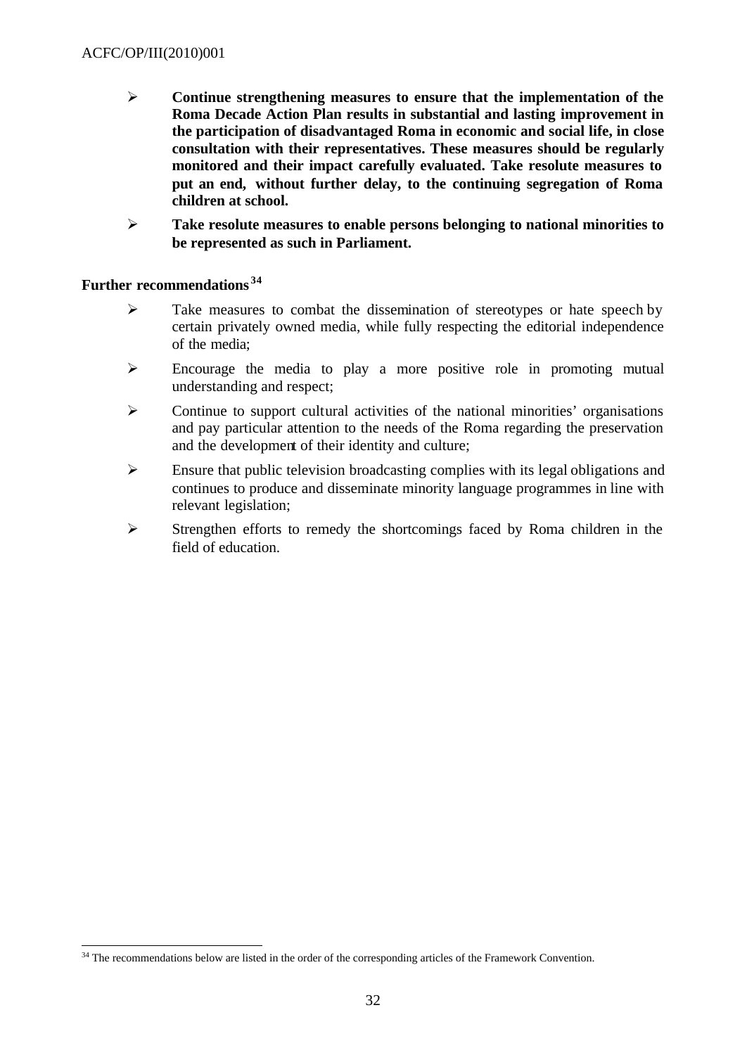- **Continue strengthening measures to ensure that the implementation of the Roma Decade Action Plan results in substantial and lasting improvement in the participation of disadvantaged Roma in economic and social life, in close consultation with their representatives. These measures should be regularly monitored and their impact carefully evaluated. Take resolute measures to put an end, without further delay, to the continuing segregation of Roma children at school.**
- **Take resolute measures to enable persons belonging to national minorities to be represented as such in Parliament.**

**Further recommendations[34]**

- Take measures to combat the dissemination of stereotypes or hate speech by certain privately owned media, while fully respecting the editorial independence of the media;
- Encourage the media to play a more positive role in promoting mutual understanding and respect;
- Continue to support cultural activities of the national minorities' organisations and pay particular attention to the needs of the Roma regarding the preservation and the development of their identity and culture;
- Ensure that public television broadcasting complies with its legal obligations and continues to produce and disseminate minority language programmes in line with relevant legislation;
- Strengthen efforts to remedy the shortcomings faced by Roma children in the field of education.

[34] The recommendations below are listed in the order of the corresponding articles of the Framework Convention.